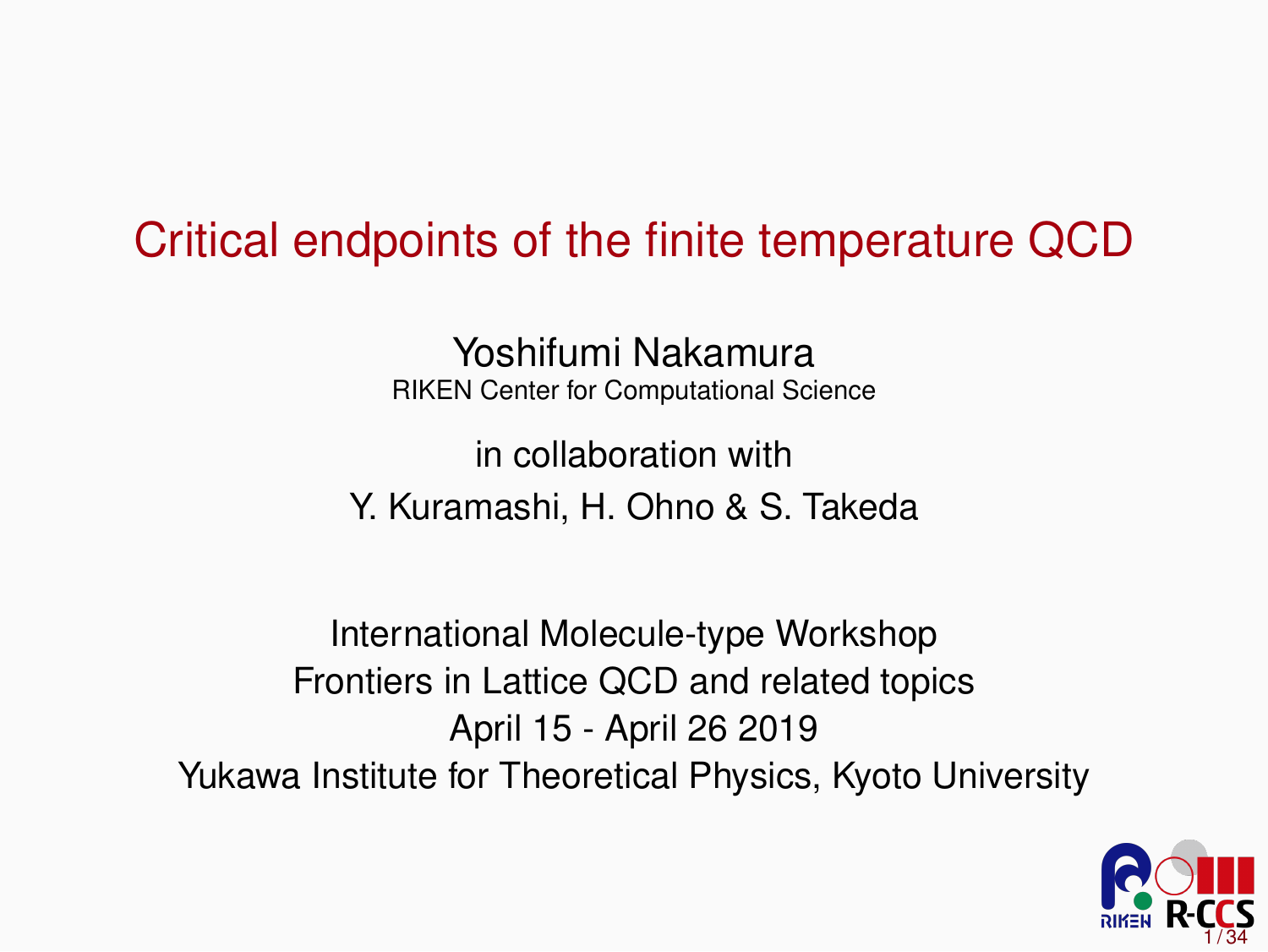# Critical endpoints of the finite temperature QCD

Yoshifumi Nakamura

RIKEN Center for Computational Science

in collaboration with

Y. Kuramashi, H. Ohno & S. Takeda

International Molecule-type Workshop

Frontiers in Lattice QCD and related topics

April 15 - April 26 2019

Yukawa Institute for Theoretical Physics, Kyoto University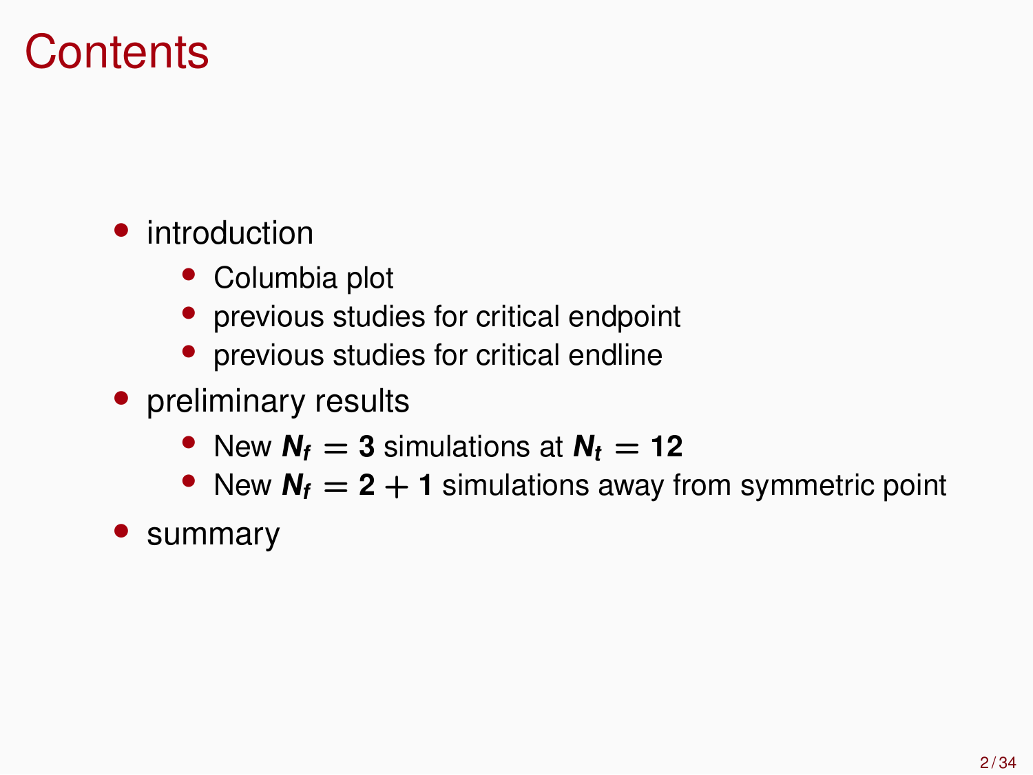# Contents

- introduction
  - Columbia plot
  - previous studies for critical endpoint
  - previous studies for critical endline
- preliminary results
  - New $N_f = 3$ simulations at $N_t = 12$
  - New $N_f = 2 + 1$ simulations away from symmetric point
- summary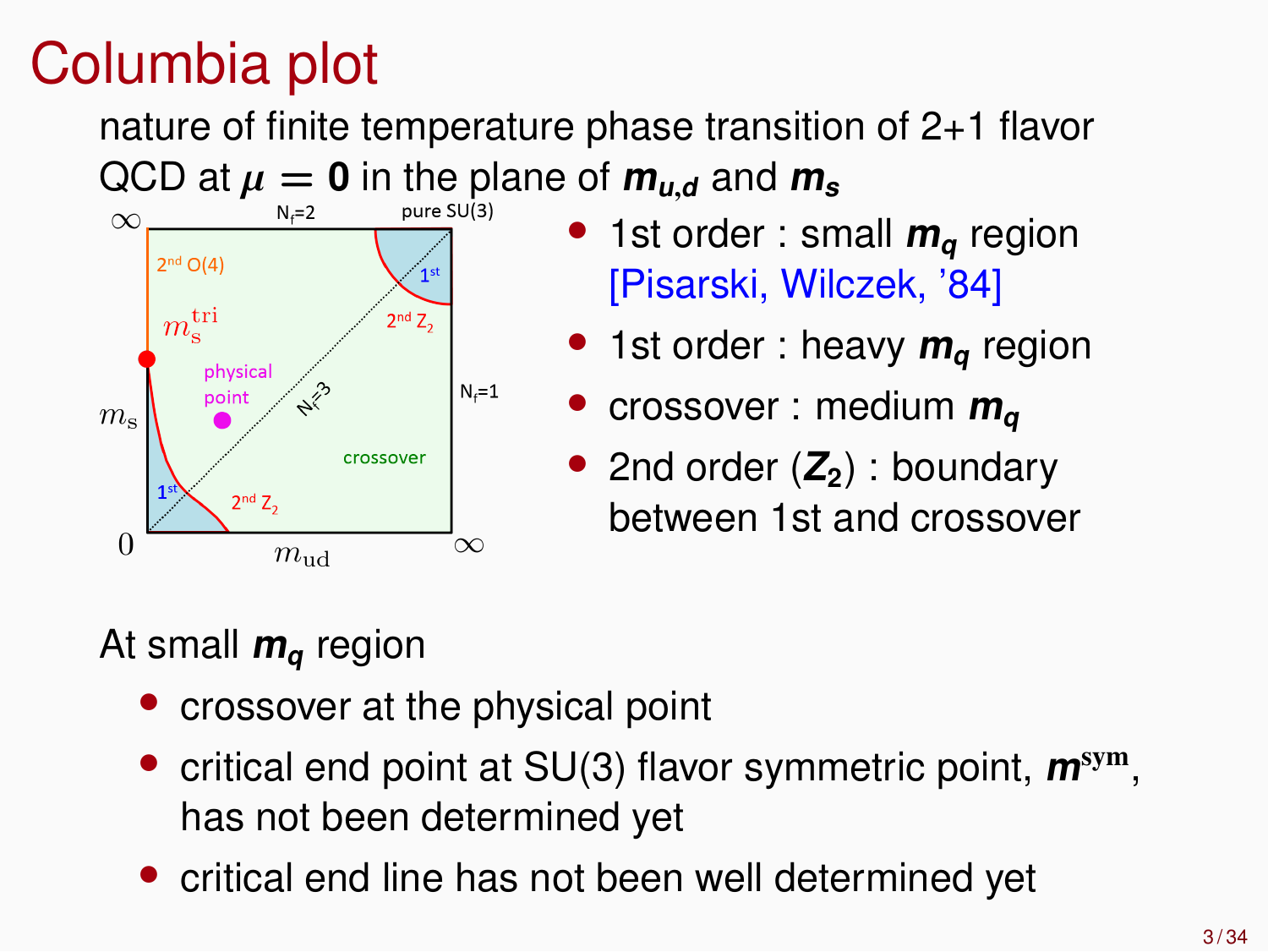# Columbia plot

nature of finite temperature phase transition of 2+1 flavor QCD at $\mu = 0$ in the plane of $m_{u,d}$ and $m_s$

- 1st order : small $m_q$ region [Pisarski, Wilczek, '84]
- 1st order : heavy $m_q$ region
- crossover : medium $m_q$
- 2nd order ($Z_2$) : boundary between 1st and crossover

At small $m_q$ region

- crossover at the physical point
- critical end point at SU(3) flavor symmetric point, $m^{\mathrm{sym}}$, has not been determined yet
- critical end line has not been well determined yet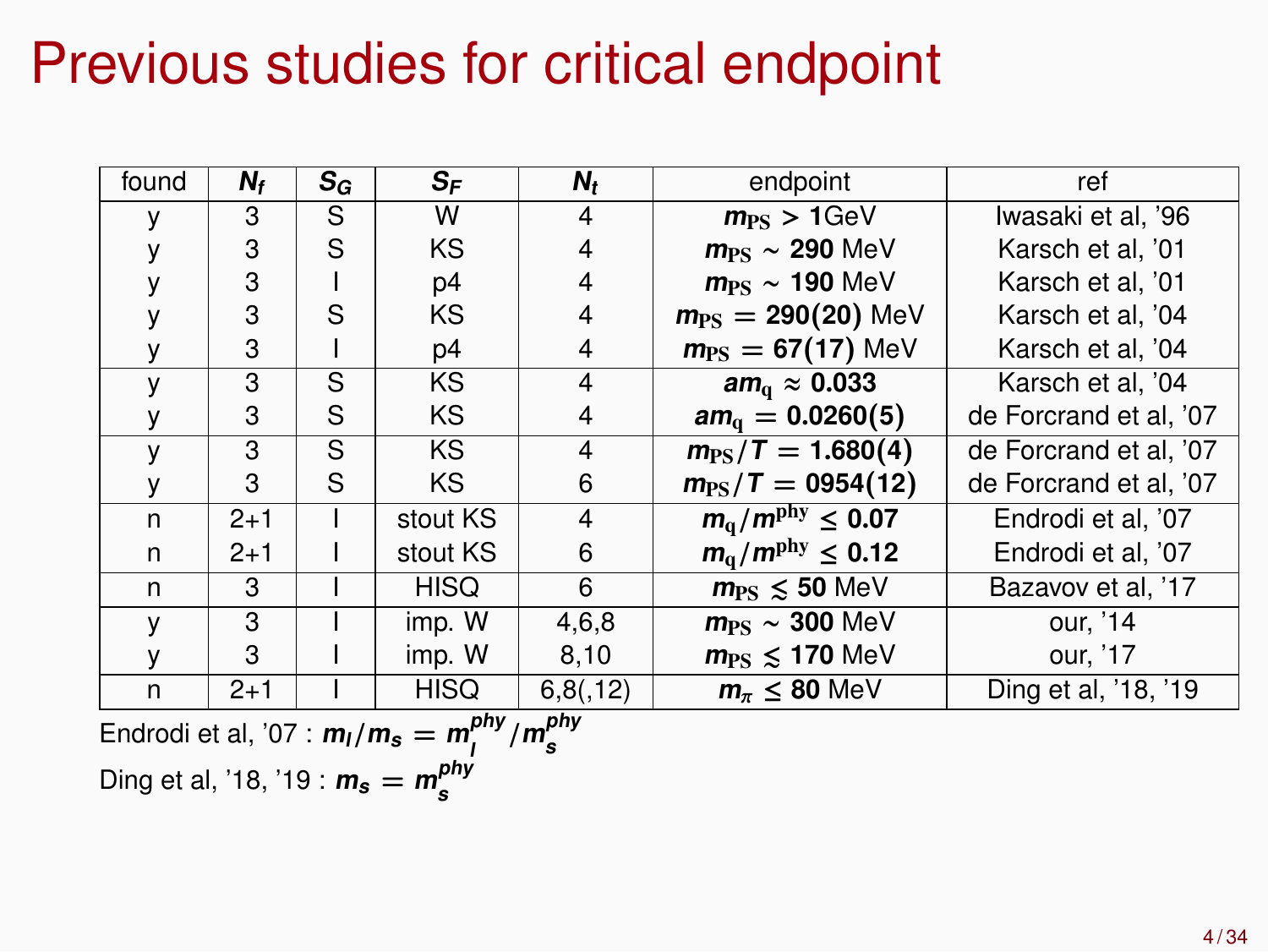# Previous studies for critical endpoint

| found | $N_f$ | $S_G$ | $S_F$ | $N_t$ | endpoint | ref |
|---|---|---|---|---|---|---|
| y | 3 | S | W | 4 | $m_{\rm PS} > 1$GeV | Iwasaki et al, '96 |
| y | 3 | S | KS | 4 | $m_{\rm PS} \sim 290$ MeV | Karsch et al, '01 |
| y | 3 | I | p4 | 4 | $m_{\rm PS} \sim 190$ MeV | Karsch et al, '01 |
| y | 3 | S | KS | 4 | $m_{\rm PS} = 290(20)$ MeV | Karsch et al, '04 |
| y | 3 | I | p4 | 4 | $m_{\rm PS} = 67(17)$ MeV | Karsch et al, '04 |
| y | 3 | S | KS | 4 | $am_{\rm q} \approx 0.033$ | Karsch et al, '04 |
| y | 3 | S | KS | 4 | $am_{\rm q} = 0.0260(5)$ | de Forcrand et al, '07 |
| y | 3 | S | KS | 4 | $m_{\rm PS}/T = 1.680(4)$ | de Forcrand et al, '07 |
| y | 3 | S | KS | 6 | $m_{\rm PS}/T = 0954(12)$ | de Forcrand et al, '07 |
| n | 2+1 | I | stout KS | 4 | $m_{\rm q}/m^{\rm phy} \leq 0.07$ | Endrodi et al, '07 |
| n | 2+1 | I | stout KS | 6 | $m_{\rm q}/m^{\rm phy} \leq 0.12$ | Endrodi et al, '07 |
| n | 3 | I | HISQ | 6 | $m_{\rm PS} \lesssim 50$ MeV | Bazavov et al, '17 |
| y | 3 | I | imp. W | 4,6,8 | $m_{\rm PS} \sim 300$ MeV | our, '14 |
| y | 3 | I | imp. W | 8,10 | $m_{\rm PS} \lesssim 170$ MeV | our, '17 |
| n | 2+1 | I | HISQ | 6,8(,12) | $m_\pi \leq 80$ MeV | Ding et al, '18, '19 |

Endrodi et al, '07 : $m_l/m_s = m_l^{phy}/m_s^{phy}$

Ding et al, '18, '19 : $m_s = m_s^{phy}$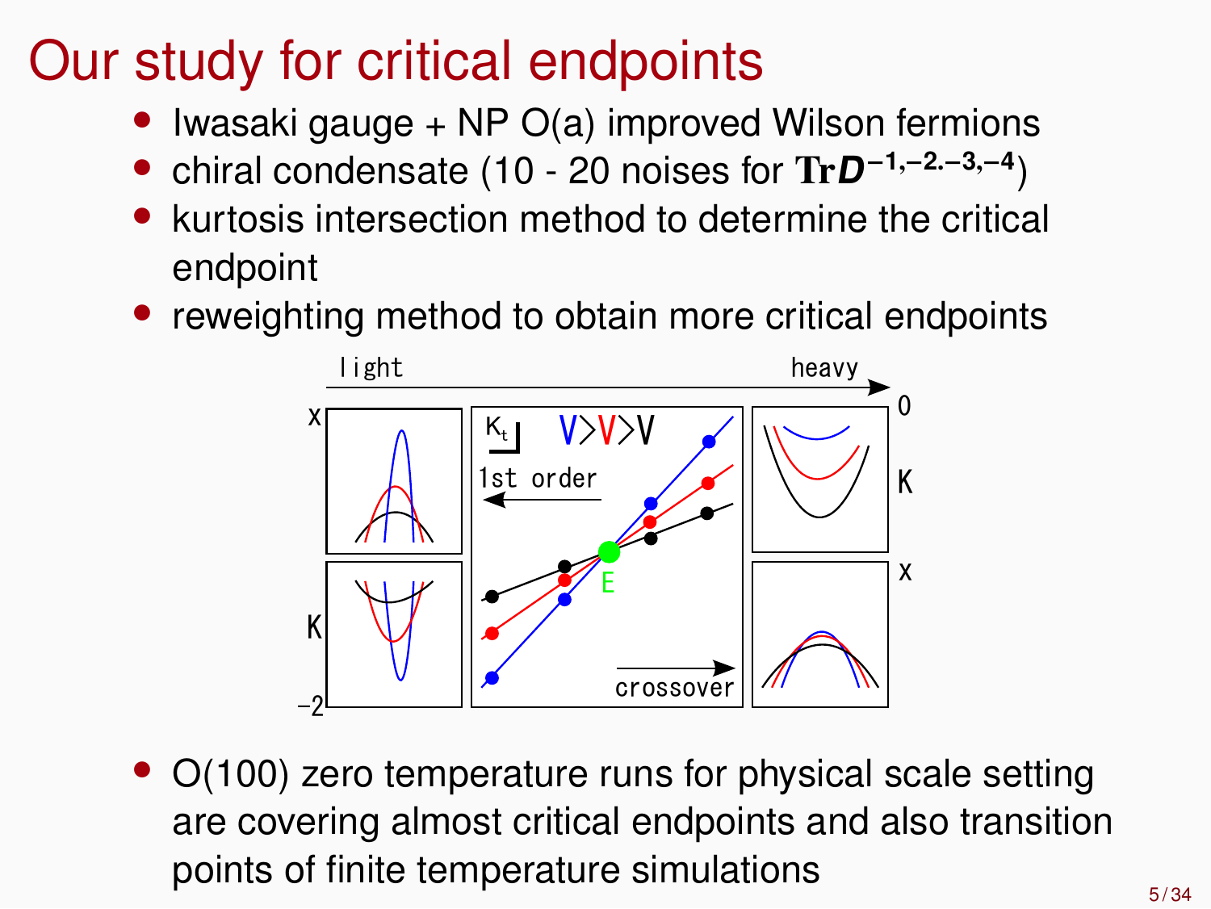# Our study for critical endpoints

- Iwasaki gauge + NP O(a) improved Wilson fermions
- chiral condensate (10 - 20 noises for $\mathrm{Tr}\boldsymbol{D}^{-1,-2,-3,-4}$)
- kurtosis intersection method to determine the critical endpoint
- reweighting method to obtain more critical endpoints

- O(100) zero temperature runs for physical scale setting are covering almost critical endpoints and also transition points of finite temperature simulations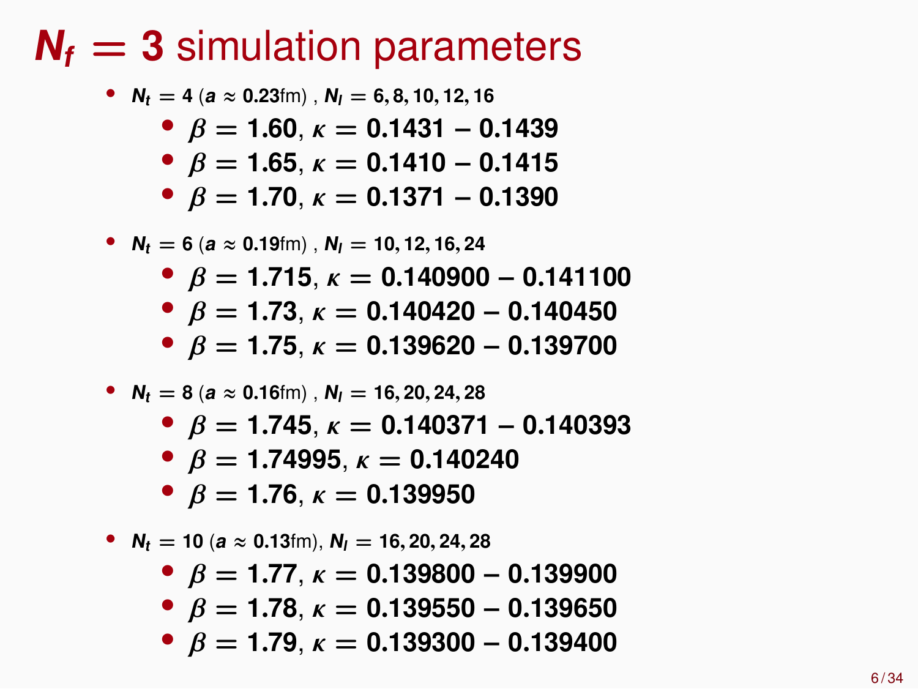# $N_f = 3$ simulation parameters

- $N_t = 4$ ($a \approx 0.23$fm) , $N_l = 6, 8, 10, 12, 16$
  - $\beta = 1.60$, $\kappa = 0.1431 - 0.1439$
  - $\beta = 1.65$, $\kappa = 0.1410 - 0.1415$
  - $\beta = 1.70$, $\kappa = 0.1371 - 0.1390$
- $N_t = 6$ ($a \approx 0.19$fm) , $N_l = 10, 12, 16, 24$
  - $\beta = 1.715$, $\kappa = 0.140900 - 0.141100$
  - $\beta = 1.73$, $\kappa = 0.140420 - 0.140450$
  - $\beta = 1.75$, $\kappa = 0.139620 - 0.139700$
- $N_t = 8$ ($a \approx 0.16$fm) , $N_l = 16, 20, 24, 28$
  - $\beta = 1.745$, $\kappa = 0.140371 - 0.140393$
  - $\beta = 1.74995$, $\kappa = 0.140240$
  - $\beta = 1.76$, $\kappa = 0.139950$
- $N_t = 10$ ($a \approx 0.13$fm), $N_l = 16, 20, 24, 28$
  - $\beta = 1.77$, $\kappa = 0.139800 - 0.139900$
  - $\beta = 1.78$, $\kappa = 0.139550 - 0.139650$
  - $\beta = 1.79$, $\kappa = 0.139300 - 0.139400$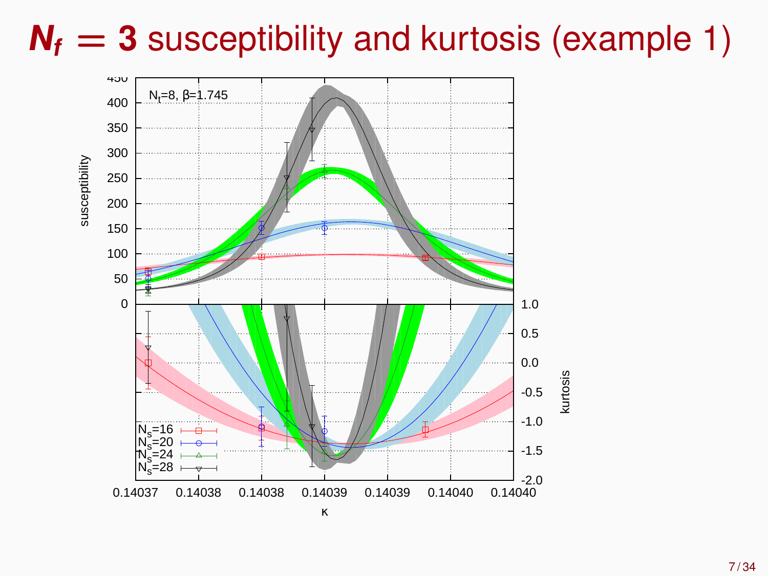# $N_f = 3$ susceptibility and kurtosis (example 1)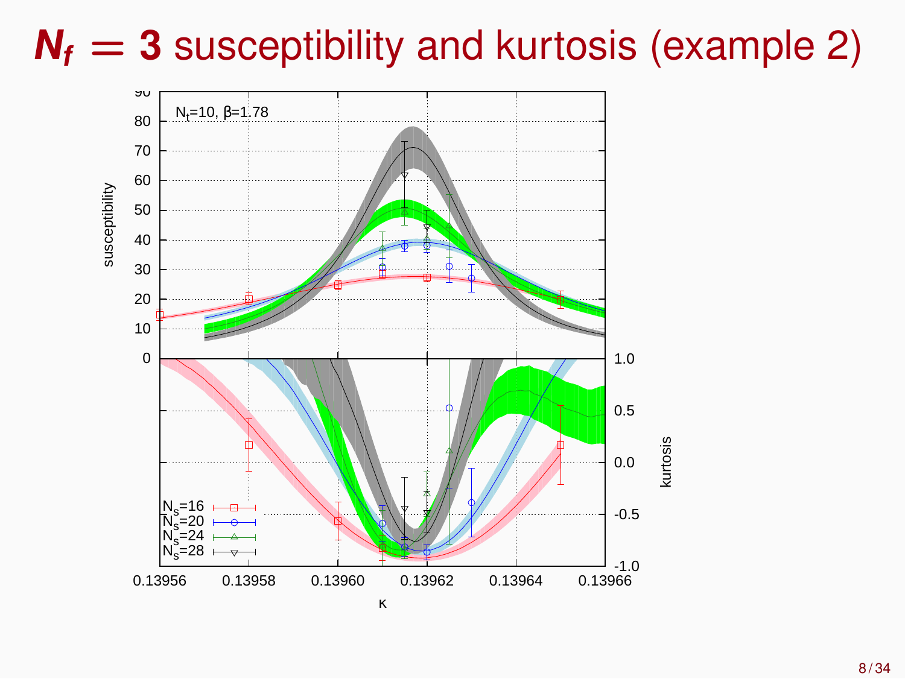# $N_f = 3$ susceptibility and kurtosis (example 2)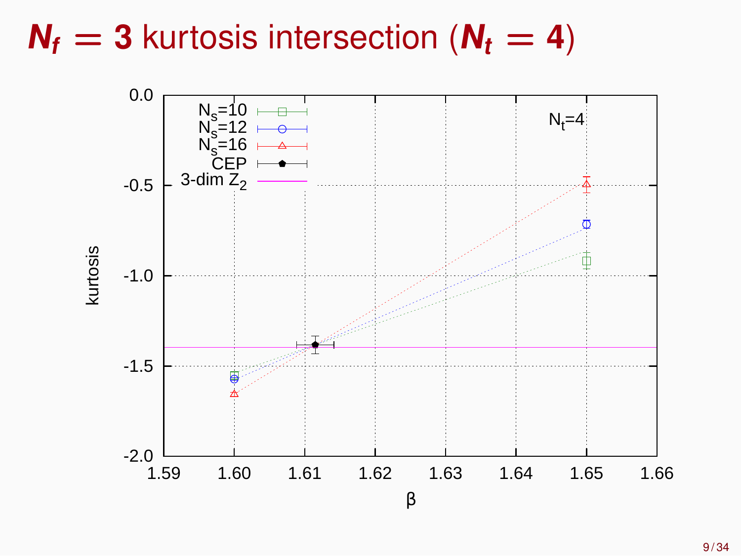# $N_f = 3$ kurtosis intersection ($N_t = 4$)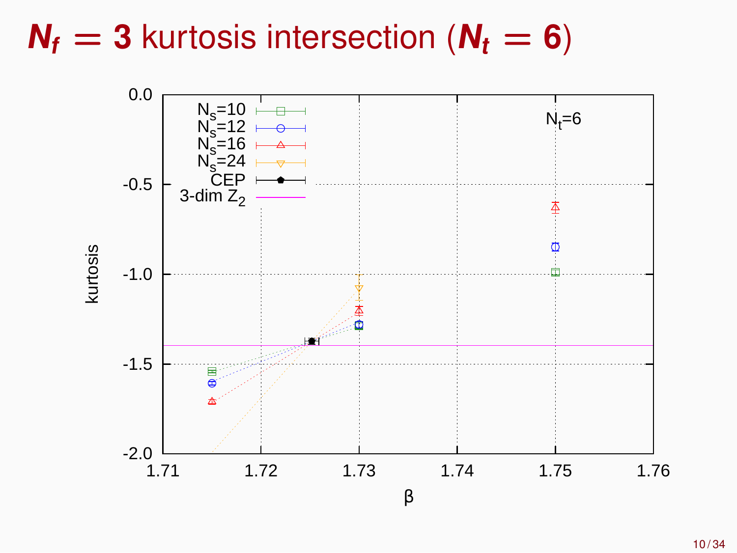# $N_f = 3$ kurtosis intersection ($N_t = 6$)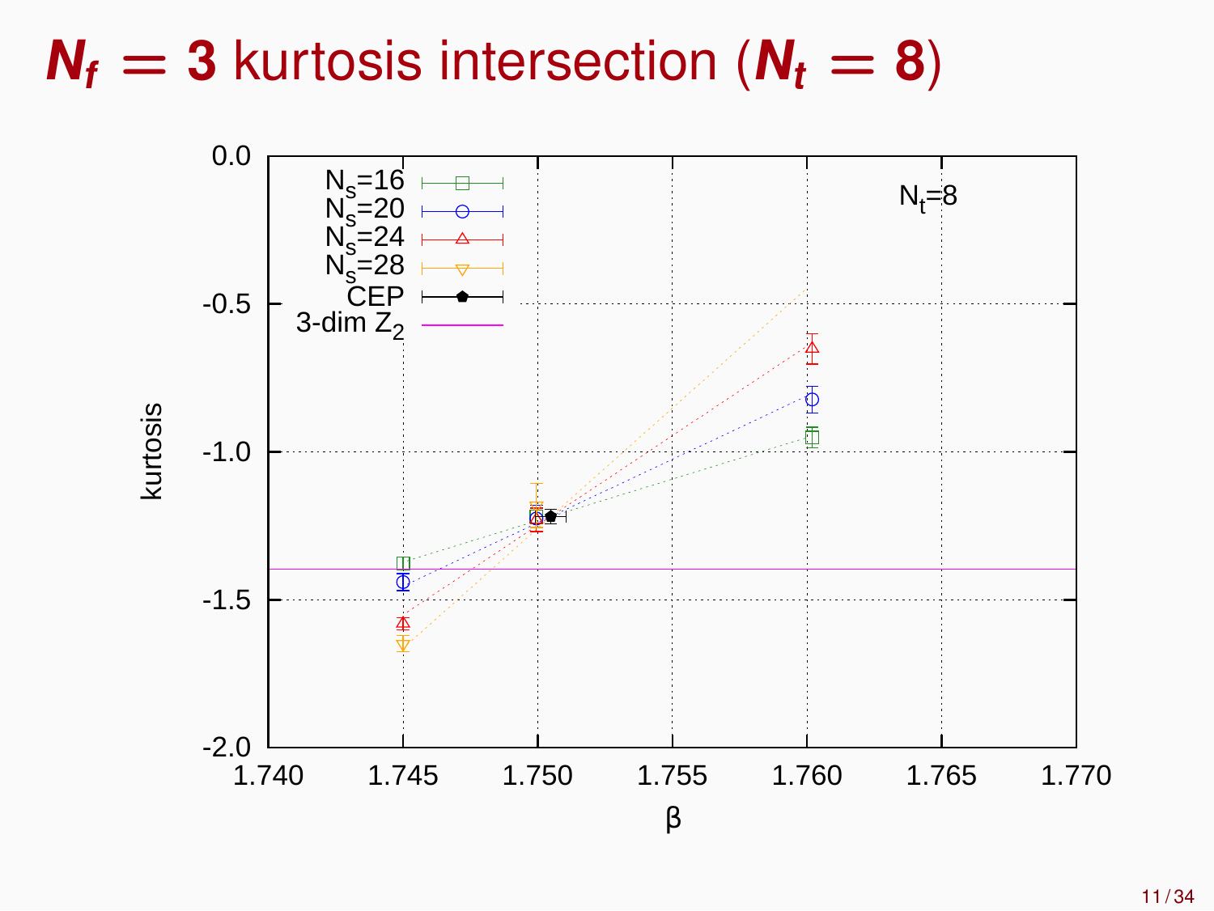# $N_f = 3$ kurtosis intersection ($N_t = 8$)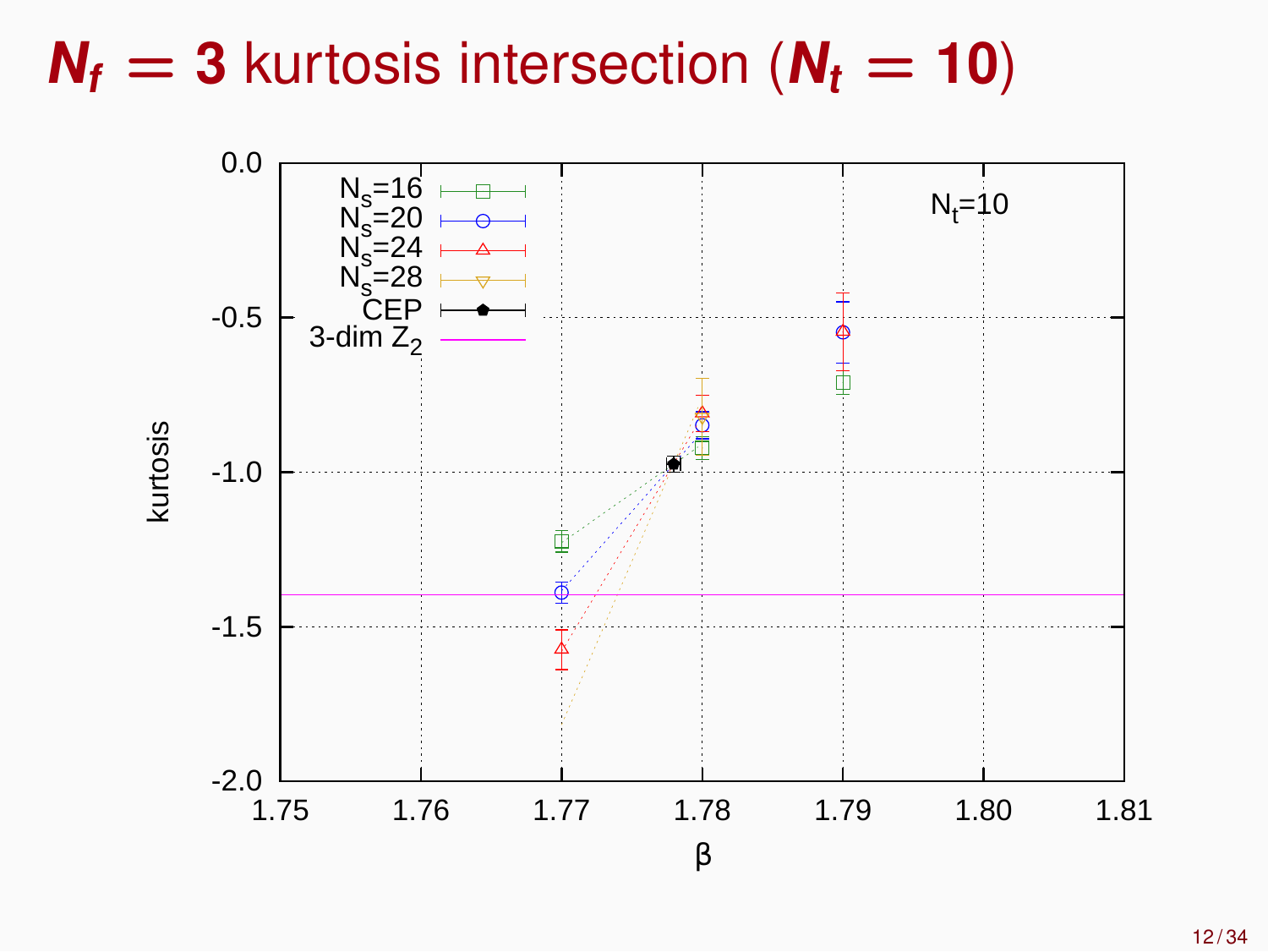# $N_f = 3$ kurtosis intersection ($N_t = 10$)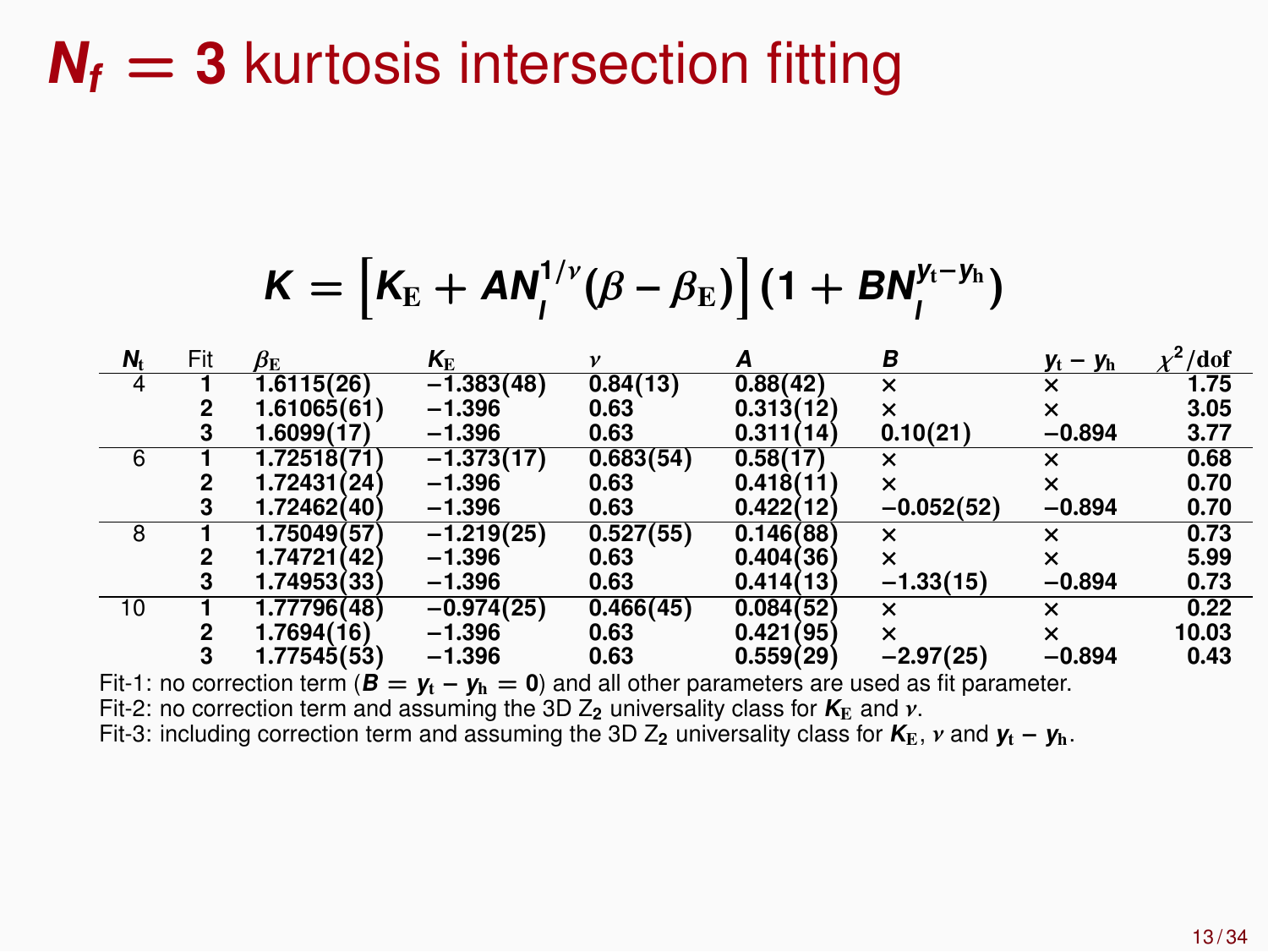# $N_f = 3$ kurtosis intersection fitting

$$K = \left[K_{\mathrm{E}} + A N_l^{1/\nu}(\beta - \beta_{\mathrm{E}})\right](1 + B N_l^{y_t - y_h})$$

| $N_t$ | Fit | $\beta_{\mathrm{E}}$ | $K_{\mathrm{E}}$ | $\nu$ | $A$ | $B$ | $y_t - y_h$ | $\chi^2/\mathrm{dof}$ |
|---|---|---|---|---|---|---|---|---|
| 4 | 1 | 1.6115(26) | −1.383(48) | 0.84(13) | 0.88(42) | × | × | 1.75 |
| | 2 | 1.61065(61) | −1.396 | 0.63 | 0.313(12) | × | × | 3.05 |
| | 3 | 1.6099(17) | −1.396 | 0.63 | 0.311(14) | 0.10(21) | −0.894 | 3.77 |
| 6 | 1 | 1.72518(71) | −1.373(17) | 0.683(54) | 0.58(17) | × | × | 0.68 |
| | 2 | 1.72431(24) | −1.396 | 0.63 | 0.418(11) | × | × | 0.70 |
| | 3 | 1.72462(40) | −1.396 | 0.63 | 0.422(12) | −0.052(52) | −0.894 | 0.70 |
| 8 | 1 | 1.75049(57) | −1.219(25) | 0.527(55) | 0.146(88) | × | × | 0.73 |
| | 2 | 1.74721(42) | −1.396 | 0.63 | 0.404(36) | × | × | 5.99 |
| | 3 | 1.74953(33) | −1.396 | 0.63 | 0.414(13) | −1.33(15) | −0.894 | 0.73 |
| 10 | 1 | 1.77796(48) | −0.974(25) | 0.466(45) | 0.084(52) | × | × | 0.22 |
| | 2 | 1.7694(16) | −1.396 | 0.63 | 0.421(95) | × | × | 10.03 |
| | 3 | 1.77545(53) | −1.396 | 0.63 | 0.559(29) | −2.97(25) | −0.894 | 0.43 |

Fit-1: no correction term ($B = y_t - y_h = 0$) and all other parameters are used as fit parameter.
Fit-2: no correction term and assuming the 3D $Z_2$ universality class for $K_{\mathrm{E}}$ and $\nu$.
Fit-3: including correction term and assuming the 3D $Z_2$ universality class for $K_{\mathrm{E}}$, $\nu$ and $y_t - y_h$.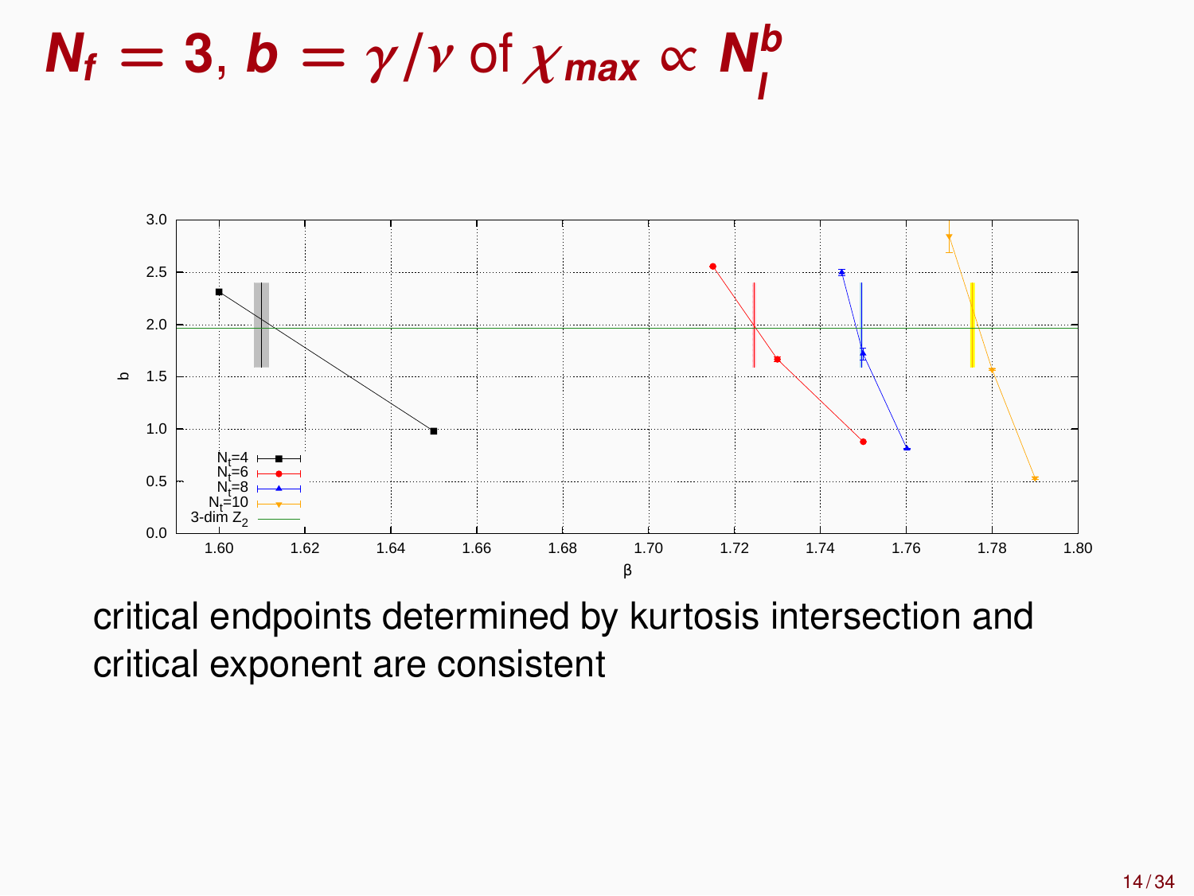# $N_f = 3$, $b = \gamma/\nu$ of $\chi_{max} \propto N_l^b$

critical endpoints determined by kurtosis intersection and critical exponent are consistent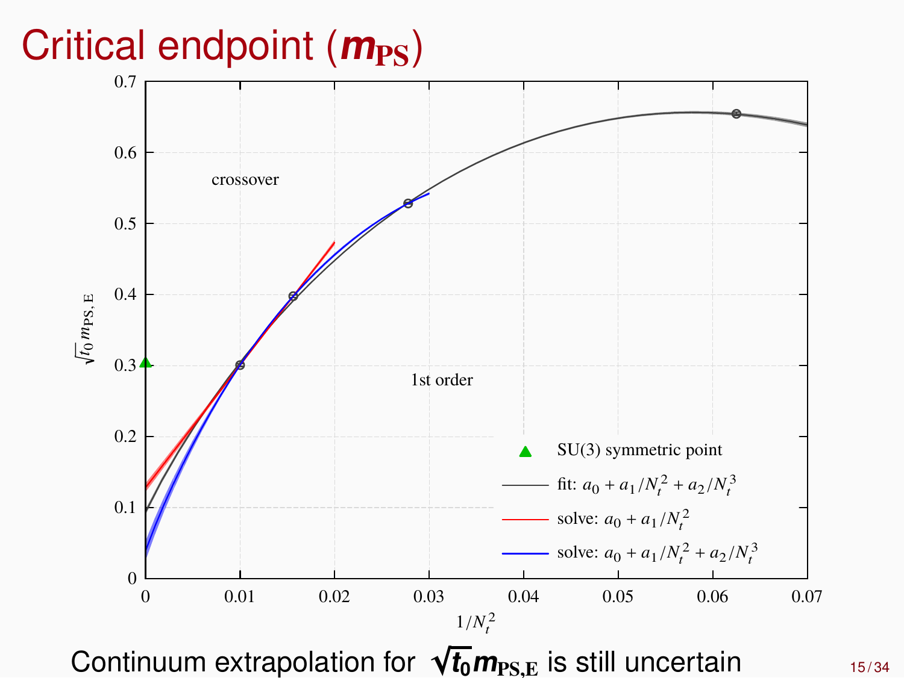# Critical endpoint ($m_{\mathrm{PS}}$)

Continuum extrapolation for $\sqrt{t_0} m_{\mathrm{PS,E}}$ is still uncertain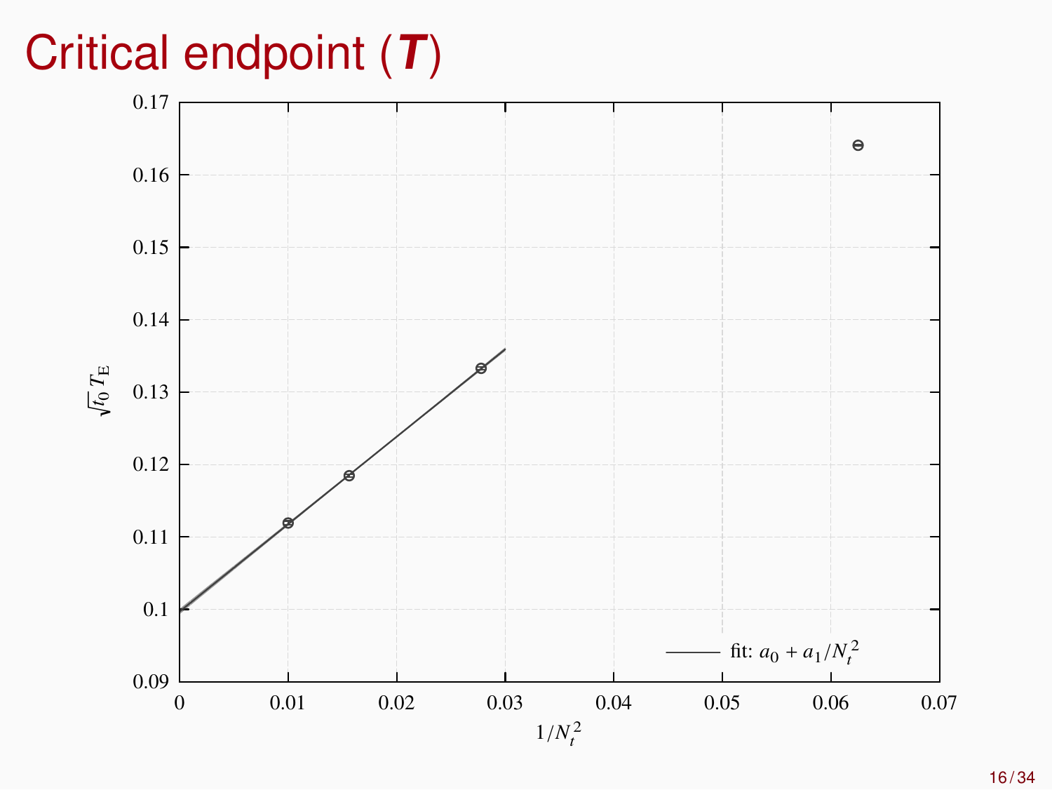# Critical endpoint ($\boldsymbol{T}$)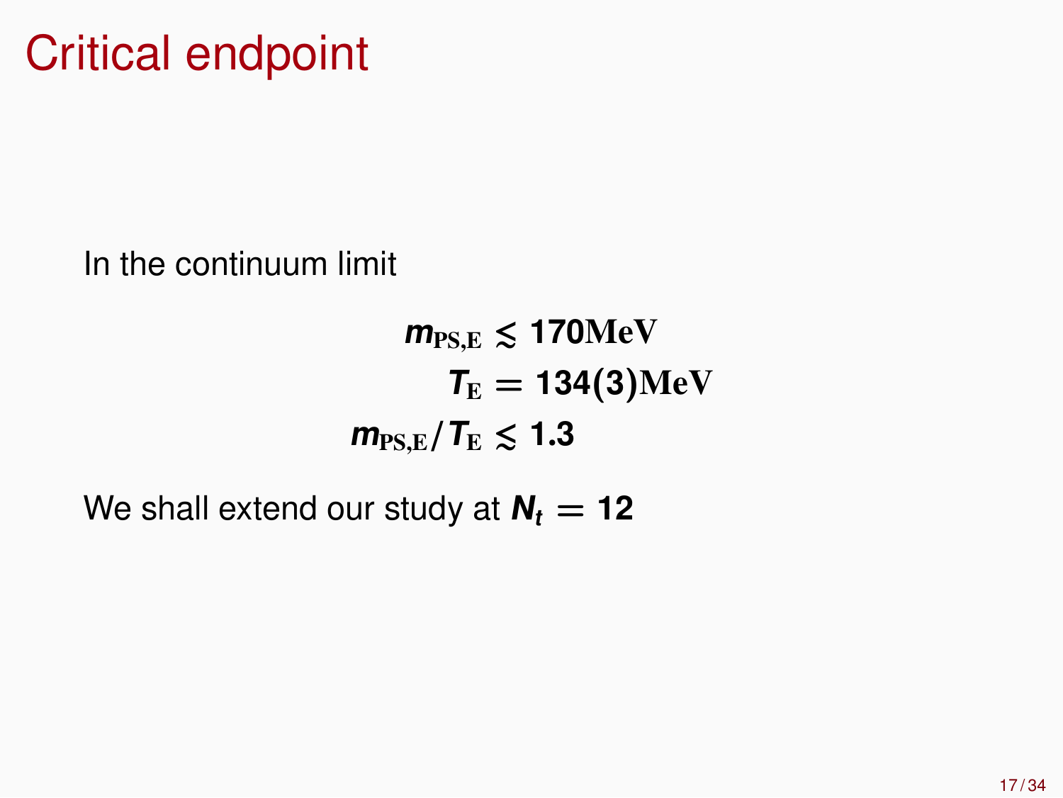# Critical endpoint

In the continuum limit

$$
\begin{aligned}
m_{\mathrm{PS,E}} &\lesssim 170\,\mathrm{MeV} \\
T_{\mathrm{E}} &= 134(3)\,\mathrm{MeV} \\
m_{\mathrm{PS,E}}/T_{\mathrm{E}} &\lesssim 1.3
\end{aligned}
$$

We shall extend our study at $N_t = 12$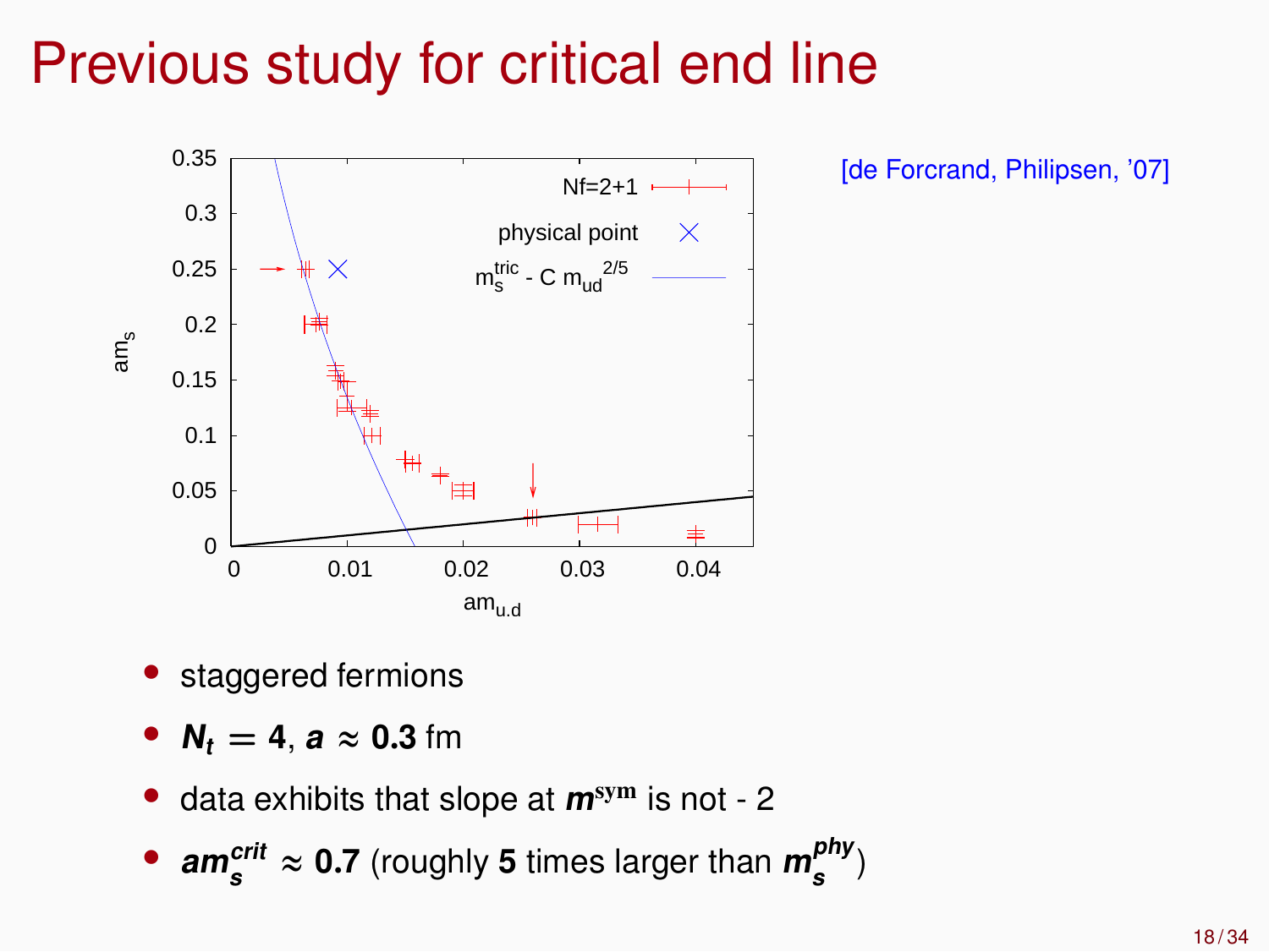# Previous study for critical end line

[de Forcrand, Philipsen, '07]

- staggered fermions
- $N_t = 4$, $a \approx 0.3$ fm
- data exhibits that slope at $m^{\mathrm{sym}}$ is not - 2
- $am_s^{crit} \approx 0.7$ (roughly **5** times larger than $m_s^{phy}$)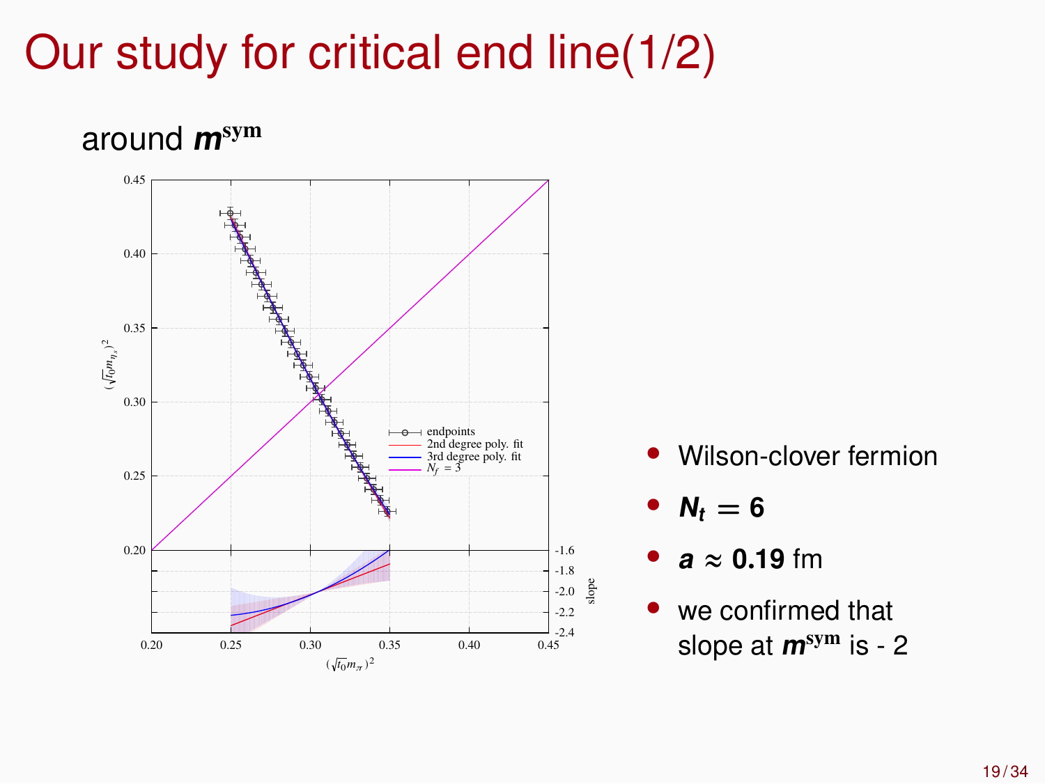# Our study for critical end line(1/2)

around $m^{\mathrm{sym}}$

- Wilson-clover fermion
- $N_t = 6$
- $a \approx 0.19$ fm
- we confirmed that slope at $m^{\mathrm{sym}}$ is - 2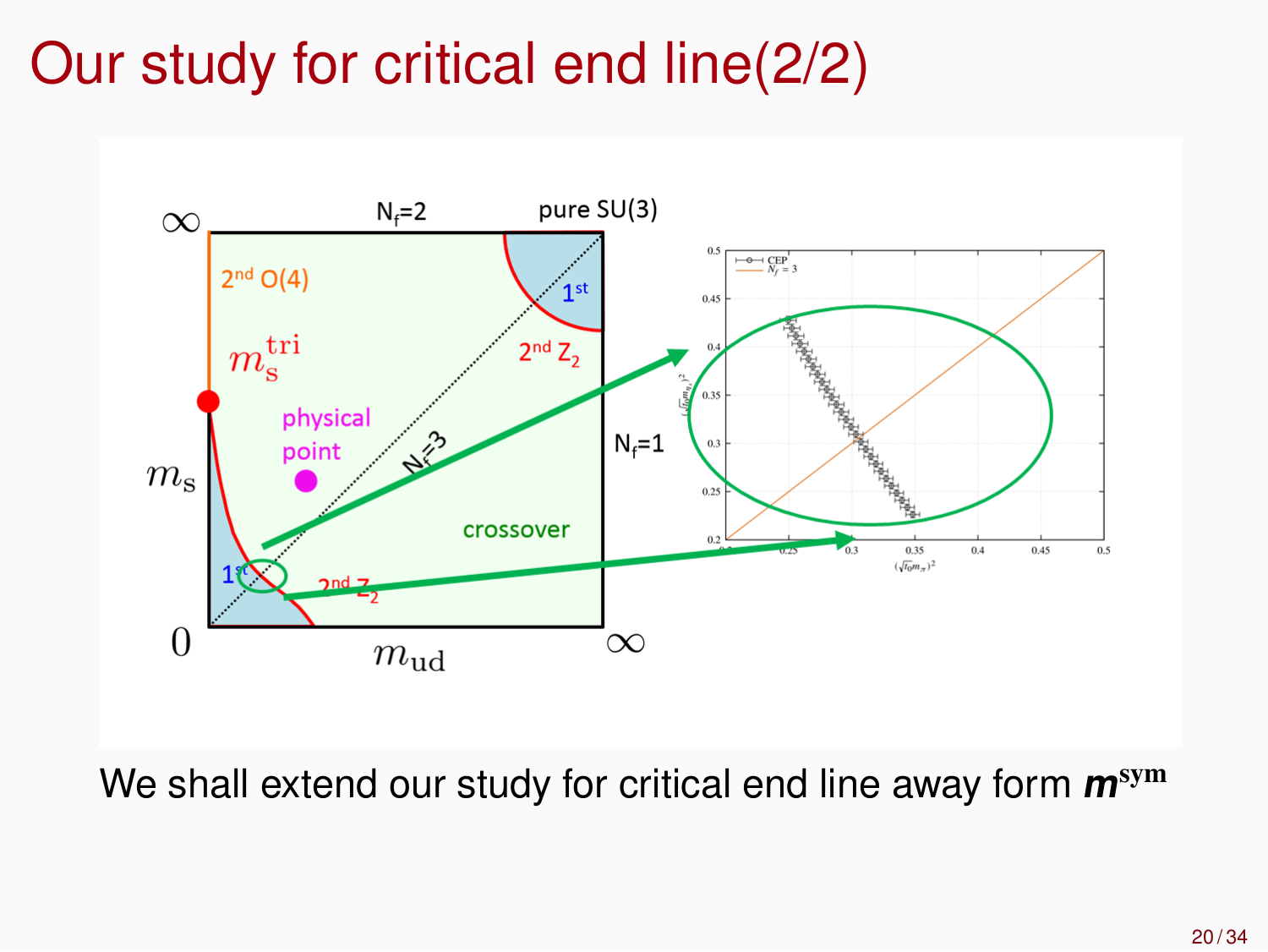# Our study for critical end line(2/2)

We shall extend our study for critical end line away form $\boldsymbol{m}^{\text{sym}}$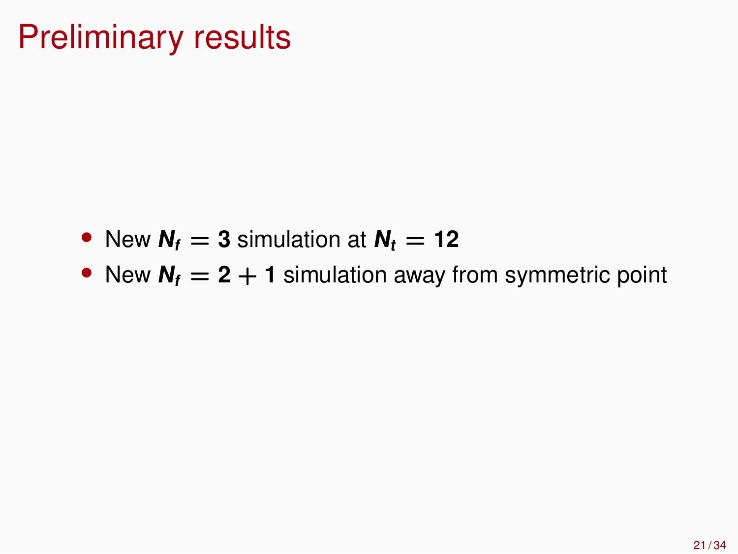# Preliminary results

- New $N_f = 3$ simulation at $N_t = 12$
- New $N_f = 2 + 1$ simulation away from symmetric point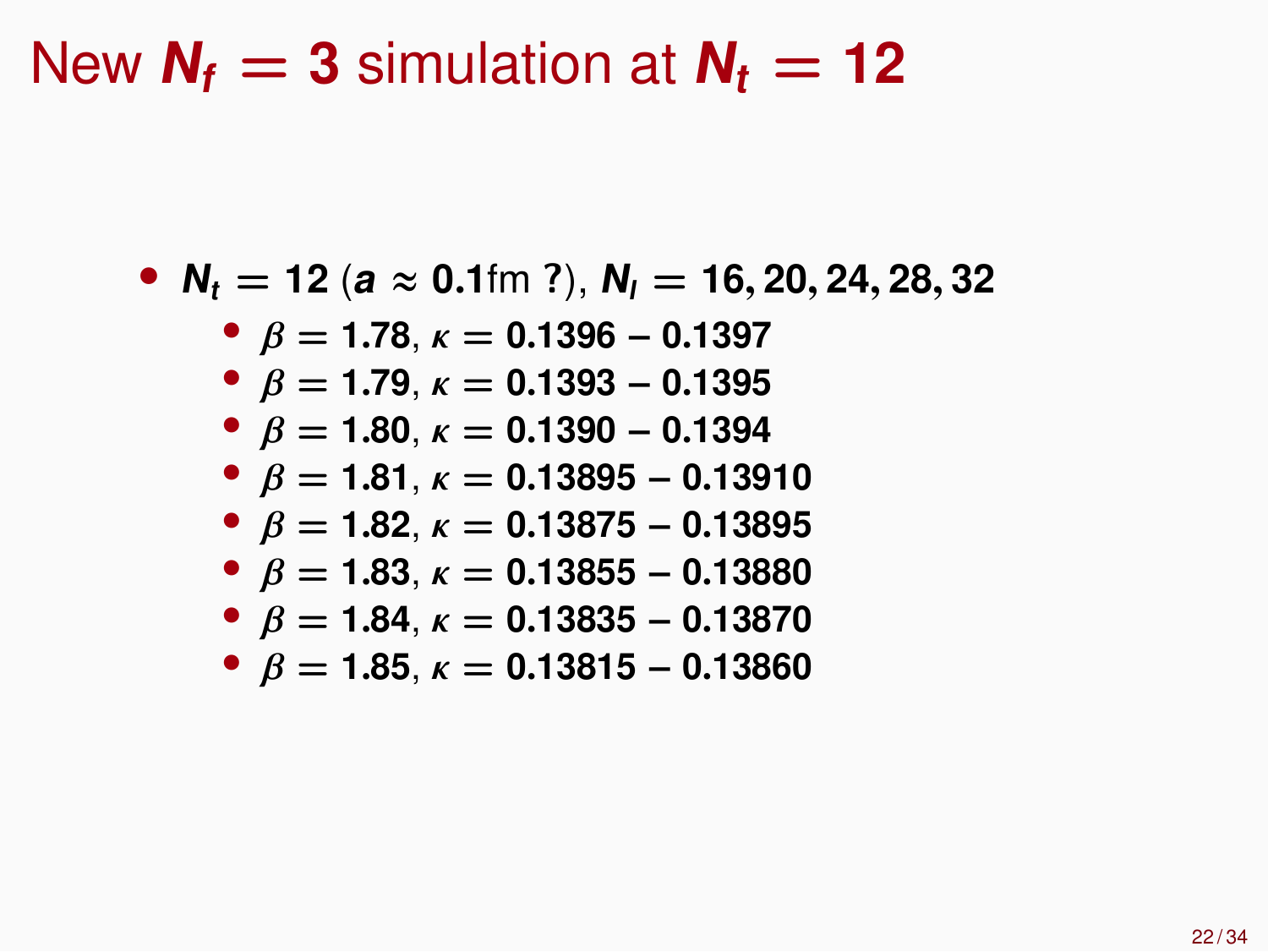# New $N_f = 3$ simulation at $N_t = 12$

- $N_t = 12$ ($a \approx 0.1$fm ?), $N_l = 16, 20, 24, 28, 32$
  - $\beta = 1.78$, $\kappa = 0.1396 - 0.1397$
  - $\beta = 1.79$, $\kappa = 0.1393 - 0.1395$
  - $\beta = 1.80$, $\kappa = 0.1390 - 0.1394$
  - $\beta = 1.81$, $\kappa = 0.13895 - 0.13910$
  - $\beta = 1.82$, $\kappa = 0.13875 - 0.13895$
  - $\beta = 1.83$, $\kappa = 0.13855 - 0.13880$
  - $\beta = 1.84$, $\kappa = 0.13835 - 0.13870$
  - $\beta = 1.85$, $\kappa = 0.13815 - 0.13860$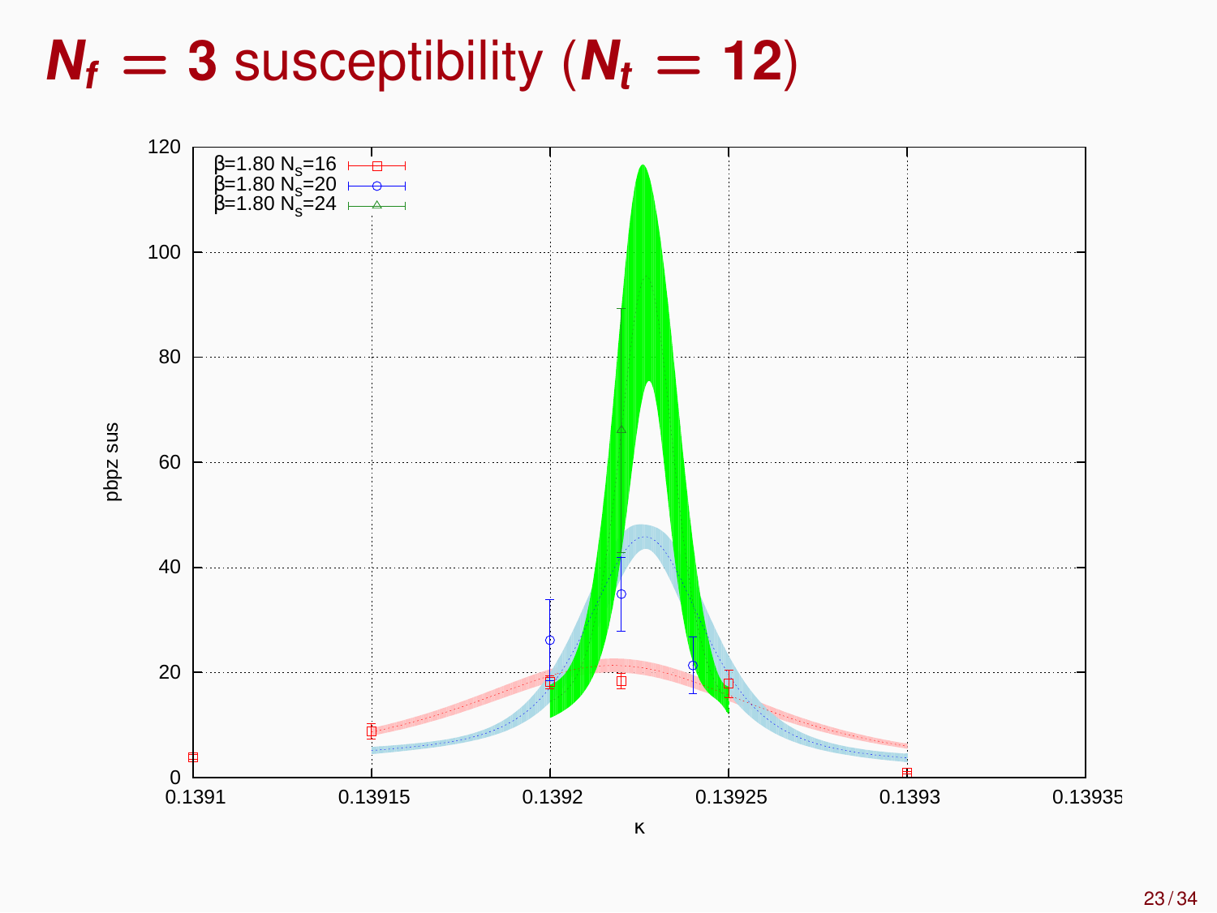# $N_f = 3$ susceptibility ($N_t = 12$)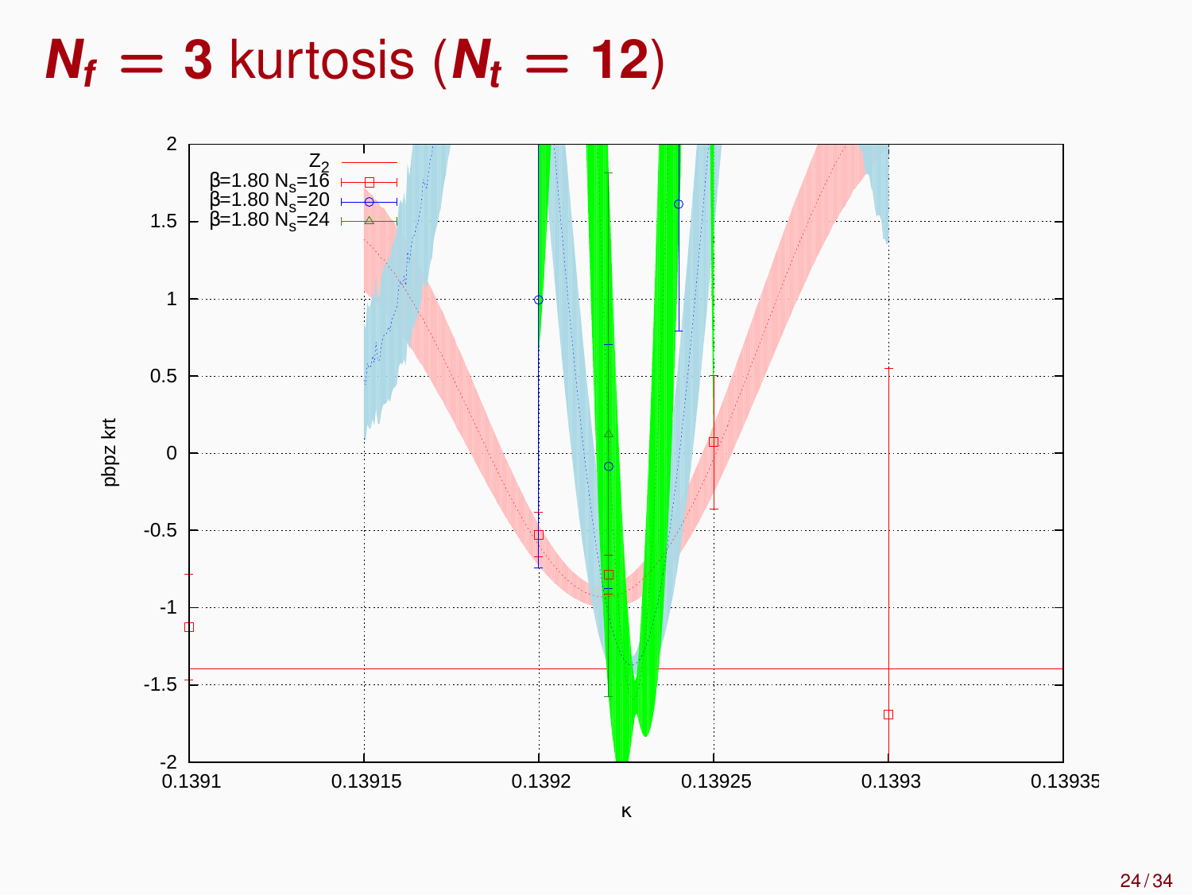# $N_f = 3$ kurtosis ($N_t = 12$)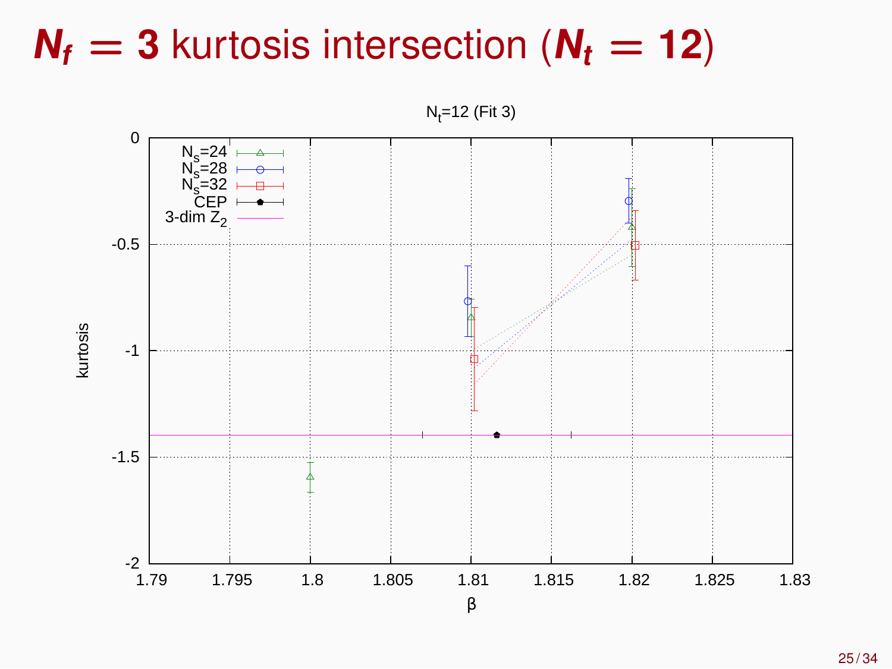# $N_f = 3$ kurtosis intersection ($N_t = 12$)

$N_t$=12 (Fit 3)

| Legend |
|---|
| $N_s$=24 |
| $N_s$=28 |
| $N_s$=32 |
| CEP |
| 3-dim $Z_2$ |

kurtosis

β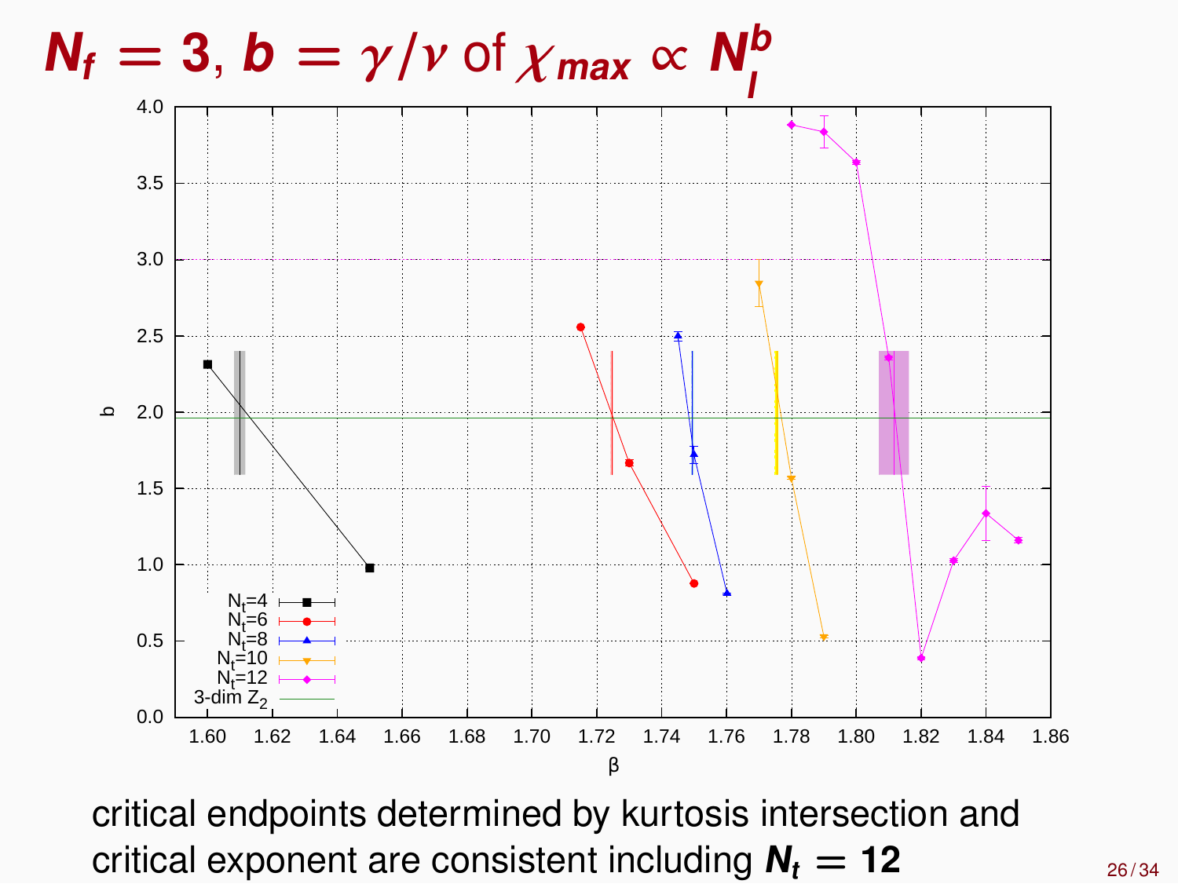# $N_f = 3$, $b = \gamma/\nu$ of $\chi_{max} \propto N_l^b$

critical endpoints determined by kurtosis intersection and critical exponent are consistent including $N_t = 12$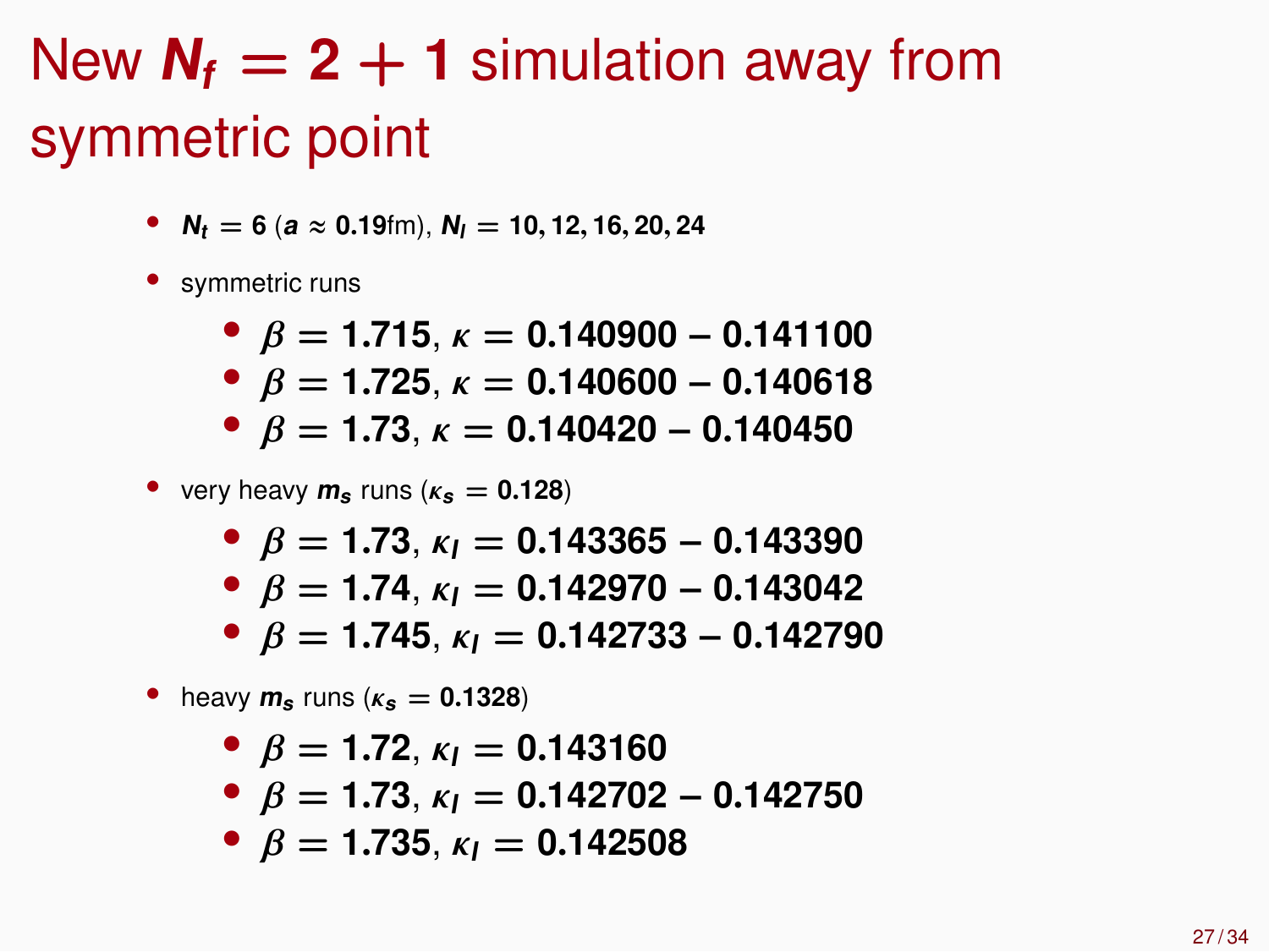# New $N_f = 2 + 1$ simulation away from symmetric point

- $N_t = 6$ ($a \approx 0.19$fm), $N_l = 10, 12, 16, 20, 24$
- symmetric runs
  - $\beta = 1.715$, $\kappa = 0.140900 - 0.141100$
  - $\beta = 1.725$, $\kappa = 0.140600 - 0.140618$
  - $\beta = 1.73$, $\kappa = 0.140420 - 0.140450$
- very heavy $m_s$ runs ($\kappa_s = 0.128$)
  - $\beta = 1.73$, $\kappa_l = 0.143365 - 0.143390$
  - $\beta = 1.74$, $\kappa_l = 0.142970 - 0.143042$
  - $\beta = 1.745$, $\kappa_l = 0.142733 - 0.142790$
- heavy $m_s$ runs ($\kappa_s = 0.1328$)
  - $\beta = 1.72$, $\kappa_l = 0.143160$
  - $\beta = 1.73$, $\kappa_l = 0.142702 - 0.142750$
  - $\beta = 1.735$, $\kappa_l = 0.142508$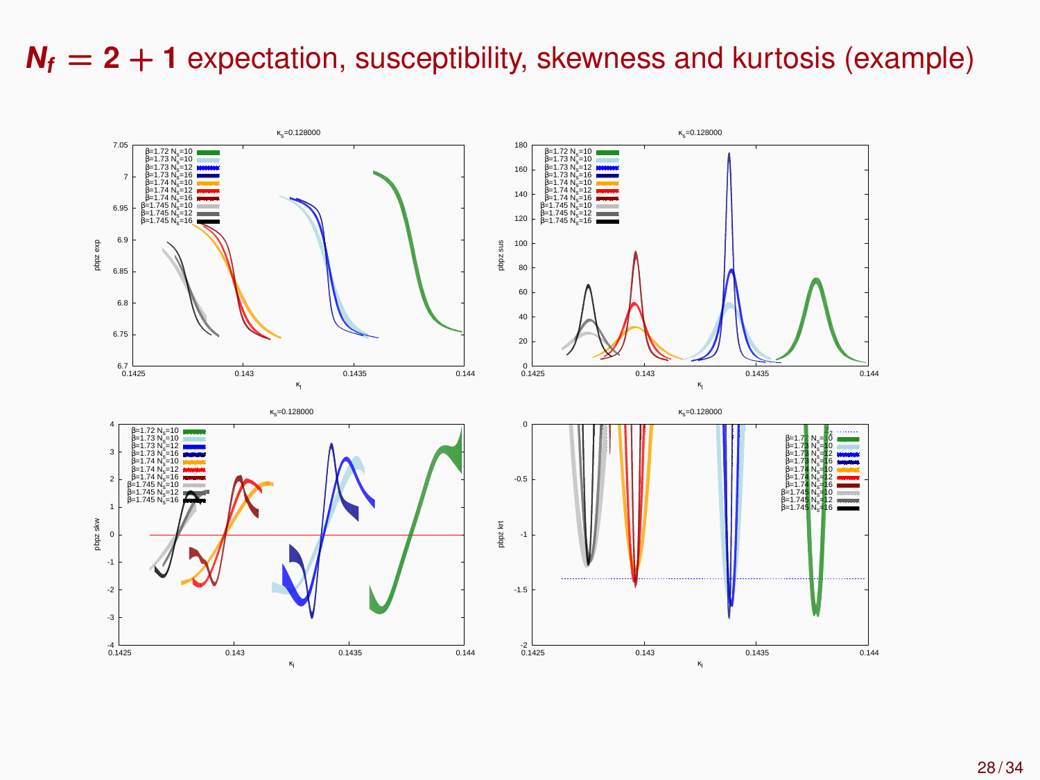# $N_f = 2 + 1$ expectation, susceptibility, skewness and kurtosis (example)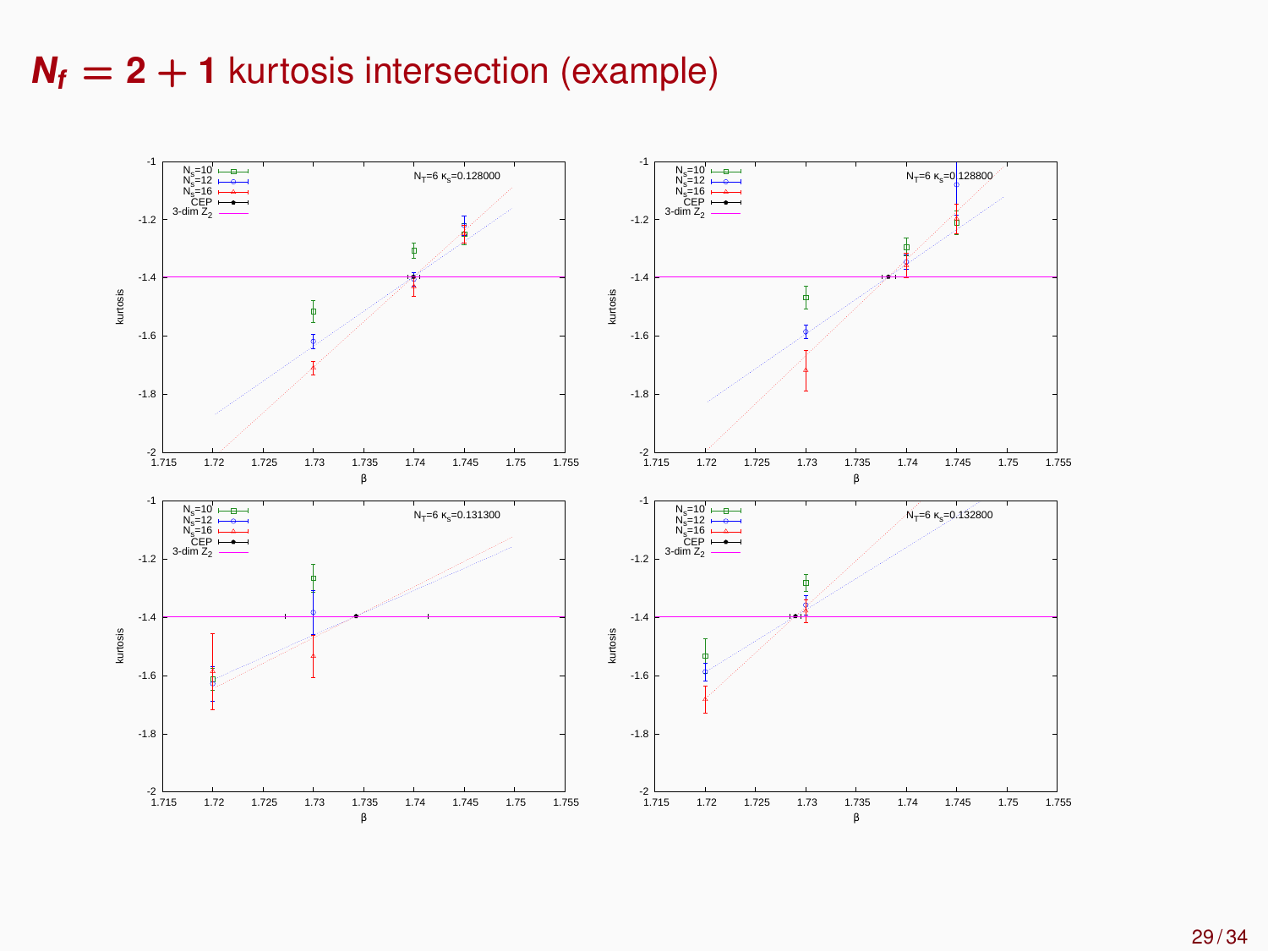# $N_f = 2 + 1$ kurtosis intersection (example)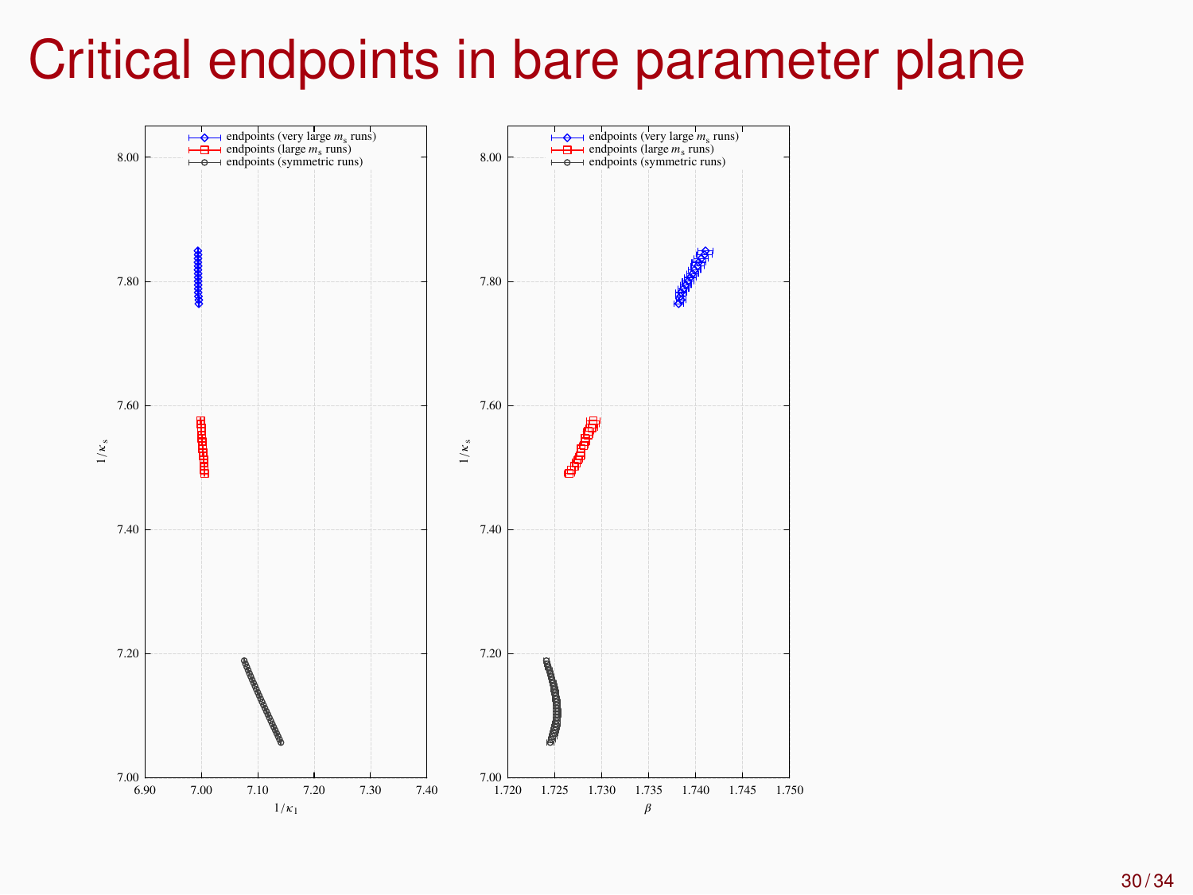# Critical endpoints in bare parameter plane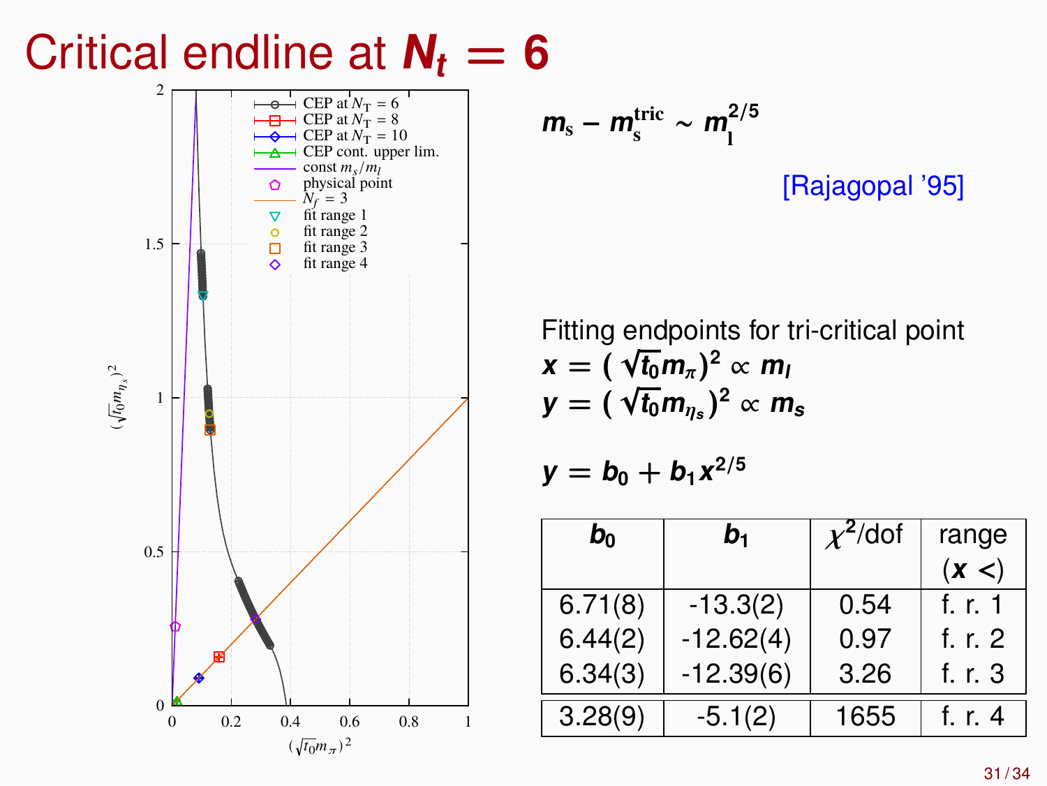# Critical endline at $N_t = 6$

$$m_s - m_s^{\text{tric}} \sim m_l^{2/5}$$

[Rajagopal '95]

Fitting endpoints for tri-critical point

$x = (\sqrt{t_0} m_\pi)^2 \propto m_l$

$y = (\sqrt{t_0} m_{\eta_s})^2 \propto m_s$

$$y = b_0 + b_1 x^{2/5}$$

| $b_0$ | $b_1$ | $\chi^2$/dof | range ($x <$) |
|---|---|---|---|
| 6.71(8) | -13.3(2) | 0.54 | f. r. 1 |
| 6.44(2) | -12.62(4) | 0.97 | f. r. 2 |
| 6.34(3) | -12.39(6) | 3.26 | f. r. 3 |
| 3.28(9) | -5.1(2) | 1655 | f. r. 4 |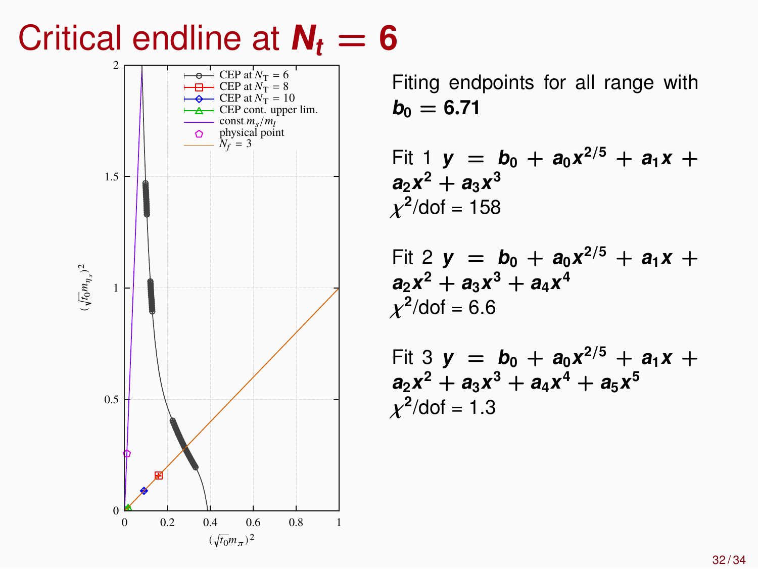# Critical endline at $N_t = 6$

Fiting endpoints for all range with $b_0 = 6.71$

Fit 1 $y = b_0 + a_0 x^{2/5} + a_1 x + a_2 x^2 + a_3 x^3$
$\chi^2$/dof = 158

Fit 2 $y = b_0 + a_0 x^{2/5} + a_1 x + a_2 x^2 + a_3 x^3 + a_4 x^4$
$\chi^2$/dof = 6.6

Fit 3 $y = b_0 + a_0 x^{2/5} + a_1 x + a_2 x^2 + a_3 x^3 + a_4 x^4 + a_5 x^5$
$\chi^2$/dof = 1.3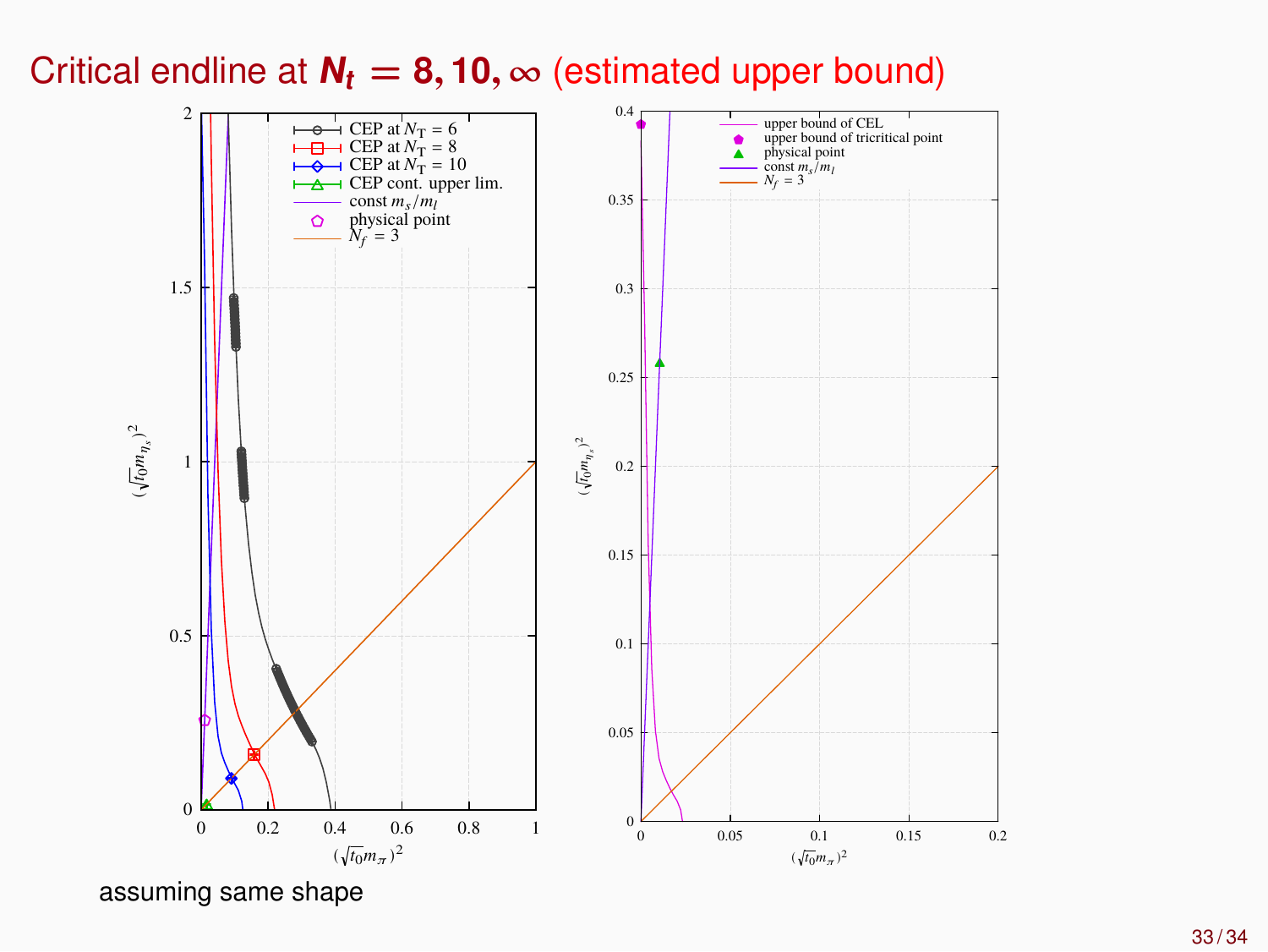# Critical endline at $N_t = 8, 10, \infty$ (estimated upper bound)

assuming same shape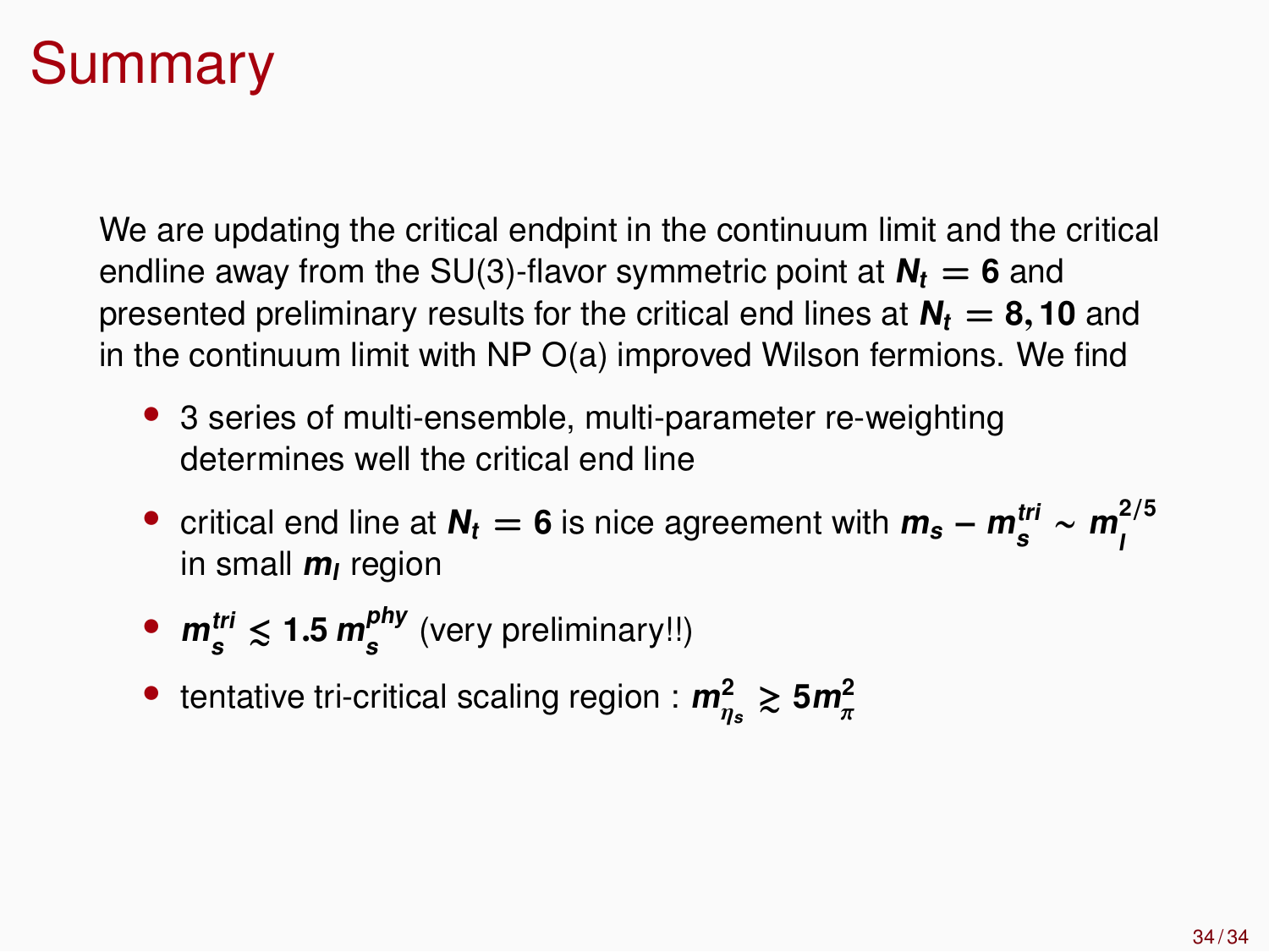# Summary

We are updating the critical endpint in the continuum limit and the critical endline away from the SU(3)-flavor symmetric point at $N_t = 6$ and presented preliminary results for the critical end lines at $N_t = 8, 10$ and in the continuum limit with NP O(a) improved Wilson fermions. We find

- 3 series of multi-ensemble, multi-parameter re-weighting determines well the critical end line
- critical end line at $N_t = 6$ is nice agreement with $m_s - m_s^{tri} \sim m_l^{2/5}$ in small $m_l$ region
- $m_s^{tri} \lesssim 1.5\, m_s^{phy}$ (very preliminary!!)
- tentative tri-critical scaling region : $m_{\eta_s}^2 \gtrsim 5 m_\pi^2$